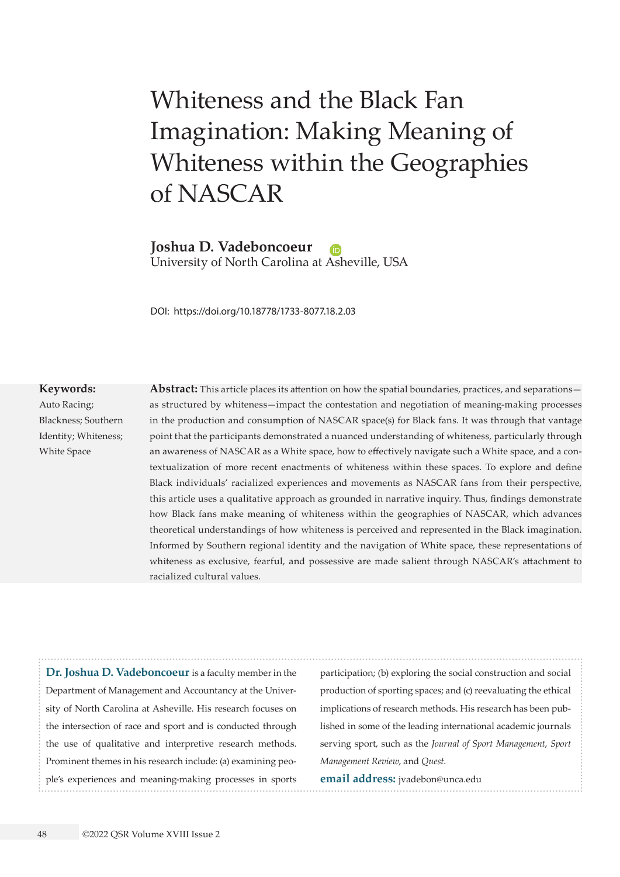# Whiteness and the Black Fan Imagination: Making Meaning of Whiteness within the Geographies of NASCAR

**Joshua D. Vadeboncoeur**
University of North Carolina at Asheville, USA

DOI: https://doi.org/10.18778/1733-8077.18.2.03

**Keywords:**
Auto Racing; Blackness; Southern Identity; Whiteness; White Space

**Abstract:** This article places its attention on how the spatial boundaries, practices, and separations—as structured by whiteness—impact the contestation and negotiation of meaning-making processes in the production and consumption of NASCAR space(s) for Black fans. It was through that vantage point that the participants demonstrated a nuanced understanding of whiteness, particularly through an awareness of NASCAR as a White space, how to effectively navigate such a White space, and a contextualization of more recent enactments of whiteness within these spaces. To explore and define Black individuals' racialized experiences and movements as NASCAR fans from their perspective, this article uses a qualitative approach as grounded in narrative inquiry. Thus, findings demonstrate how Black fans make meaning of whiteness within the geographies of NASCAR, which advances theoretical understandings of how whiteness is perceived and represented in the Black imagination. Informed by Southern regional identity and the navigation of White space, these representations of whiteness as exclusive, fearful, and possessive are made salient through NASCAR's attachment to racialized cultural values.

**Dr. Joshua D. Vadeboncoeur** is a faculty member in the Department of Management and Accountancy at the University of North Carolina at Asheville. His research focuses on the intersection of race and sport and is conducted through the use of qualitative and interpretive research methods. Prominent themes in his research include: (a) examining people's experiences and meaning-making processes in sports participation; (b) exploring the social construction and social production of sporting spaces; and (c) reevaluating the ethical implications of research methods. His research has been published in some of the leading international academic journals serving sport, such as the *Journal of Sport Management*, *Sport Management Review*, and *Quest*.

**email address:** jvadebon@unca.edu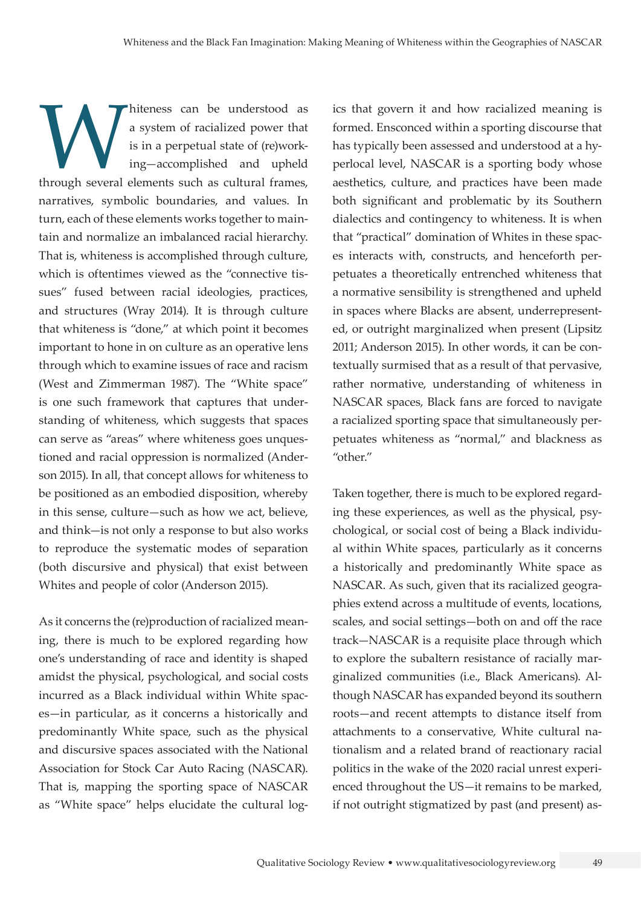Whiteness can be understood as a system of racialized power that is in a perpetual state of (re)working—accomplished and upheld through several elements such as cultural frames, narratives, symbolic boundaries, and values. In turn, each of these elements works together to maintain and normalize an imbalanced racial hierarchy. That is, whiteness is accomplished through culture, which is oftentimes viewed as the "connective tissues" fused between racial ideologies, practices, and structures (Wray 2014). It is through culture that whiteness is "done," at which point it becomes important to hone in on culture as an operative lens through which to examine issues of race and racism (West and Zimmerman 1987). The "White space" is one such framework that captures that understanding of whiteness, which suggests that spaces can serve as "areas" where whiteness goes unquestioned and racial oppression is normalized (Anderson 2015). In all, that concept allows for whiteness to be positioned as an embodied disposition, whereby in this sense, culture—such as how we act, believe, and think—is not only a response to but also works to reproduce the systematic modes of separation (both discursive and physical) that exist between Whites and people of color (Anderson 2015).

As it concerns the (re)production of racialized meaning, there is much to be explored regarding how one's understanding of race and identity is shaped amidst the physical, psychological, and social costs incurred as a Black individual within White spaces—in particular, as it concerns a historically and predominantly White space, such as the physical and discursive spaces associated with the National Association for Stock Car Auto Racing (NASCAR). That is, mapping the sporting space of NASCAR as "White space" helps elucidate the cultural logics that govern it and how racialized meaning is formed. Ensconced within a sporting discourse that has typically been assessed and understood at a hyperlocal level, NASCAR is a sporting body whose aesthetics, culture, and practices have been made both significant and problematic by its Southern dialectics and contingency to whiteness. It is when that "practical" domination of Whites in these spaces interacts with, constructs, and henceforth perpetuates a theoretically entrenched whiteness that a normative sensibility is strengthened and upheld in spaces where Blacks are absent, underrepresented, or outright marginalized when present (Lipsitz 2011; Anderson 2015). In other words, it can be contextually surmised that as a result of that pervasive, rather normative, understanding of whiteness in NASCAR spaces, Black fans are forced to navigate a racialized sporting space that simultaneously perpetuates whiteness as "normal," and blackness as "other."

Taken together, there is much to be explored regarding these experiences, as well as the physical, psychological, or social cost of being a Black individual within White spaces, particularly as it concerns a historically and predominantly White space as NASCAR. As such, given that its racialized geographies extend across a multitude of events, locations, scales, and social settings—both on and off the race track—NASCAR is a requisite place through which to explore the subaltern resistance of racially marginalized communities (i.e., Black Americans). Although NASCAR has expanded beyond its southern roots—and recent attempts to distance itself from attachments to a conservative, White cultural nationalism and a related brand of reactionary racial politics in the wake of the 2020 racial unrest experienced throughout the US—it remains to be marked, if not outright stigmatized by past (and present) as-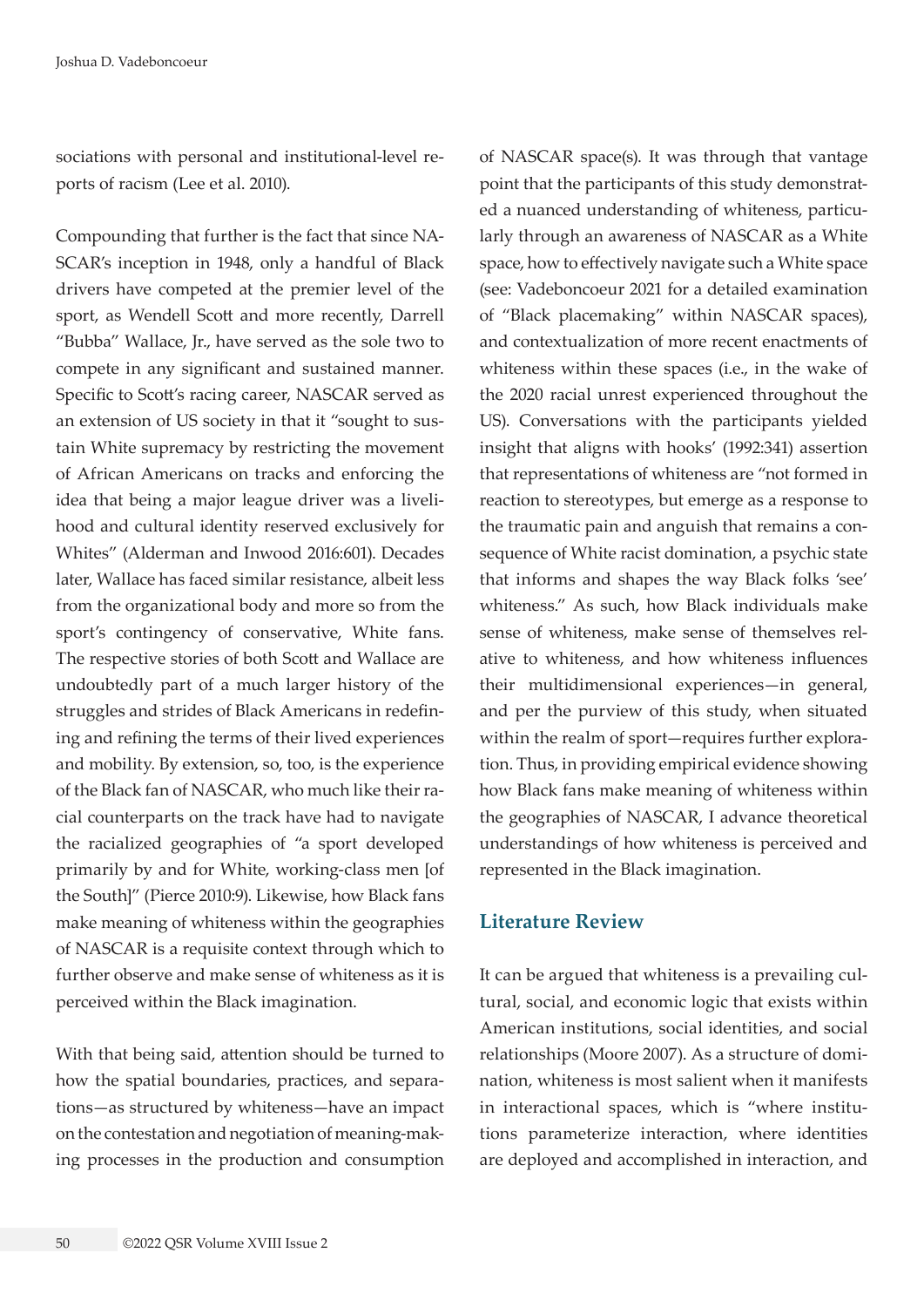sociations with personal and institutional-level reports of racism (Lee et al. 2010).

Compounding that further is the fact that since NASCAR's inception in 1948, only a handful of Black drivers have competed at the premier level of the sport, as Wendell Scott and more recently, Darrell "Bubba" Wallace, Jr., have served as the sole two to compete in any significant and sustained manner. Specific to Scott's racing career, NASCAR served as an extension of US society in that it "sought to sustain White supremacy by restricting the movement of African Americans on tracks and enforcing the idea that being a major league driver was a livelihood and cultural identity reserved exclusively for Whites" (Alderman and Inwood 2016:601). Decades later, Wallace has faced similar resistance, albeit less from the organizational body and more so from the sport's contingency of conservative, White fans. The respective stories of both Scott and Wallace are undoubtedly part of a much larger history of the struggles and strides of Black Americans in redefining and refining the terms of their lived experiences and mobility. By extension, so, too, is the experience of the Black fan of NASCAR, who much like their racial counterparts on the track have had to navigate the racialized geographies of "a sport developed primarily by and for White, working-class men [of the South]" (Pierce 2010:9). Likewise, how Black fans make meaning of whiteness within the geographies of NASCAR is a requisite context through which to further observe and make sense of whiteness as it is perceived within the Black imagination.

With that being said, attention should be turned to how the spatial boundaries, practices, and separations—as structured by whiteness—have an impact on the contestation and negotiation of meaning-making processes in the production and consumption of NASCAR space(s). It was through that vantage point that the participants of this study demonstrated a nuanced understanding of whiteness, particularly through an awareness of NASCAR as a White space, how to effectively navigate such a White space (see: Vadeboncoeur 2021 for a detailed examination of "Black placemaking" within NASCAR spaces), and contextualization of more recent enactments of whiteness within these spaces (i.e., in the wake of the 2020 racial unrest experienced throughout the US). Conversations with the participants yielded insight that aligns with hooks' (1992:341) assertion that representations of whiteness are "not formed in reaction to stereotypes, but emerge as a response to the traumatic pain and anguish that remains a consequence of White racist domination, a psychic state that informs and shapes the way Black folks 'see' whiteness." As such, how Black individuals make sense of whiteness, make sense of themselves relative to whiteness, and how whiteness influences their multidimensional experiences—in general, and per the purview of this study, when situated within the realm of sport—requires further exploration. Thus, in providing empirical evidence showing how Black fans make meaning of whiteness within the geographies of NASCAR, I advance theoretical understandings of how whiteness is perceived and represented in the Black imagination.

## Literature Review

It can be argued that whiteness is a prevailing cultural, social, and economic logic that exists within American institutions, social identities, and social relationships (Moore 2007). As a structure of domination, whiteness is most salient when it manifests in interactional spaces, which is "where institutions parameterize interaction, where identities are deployed and accomplished in interaction, and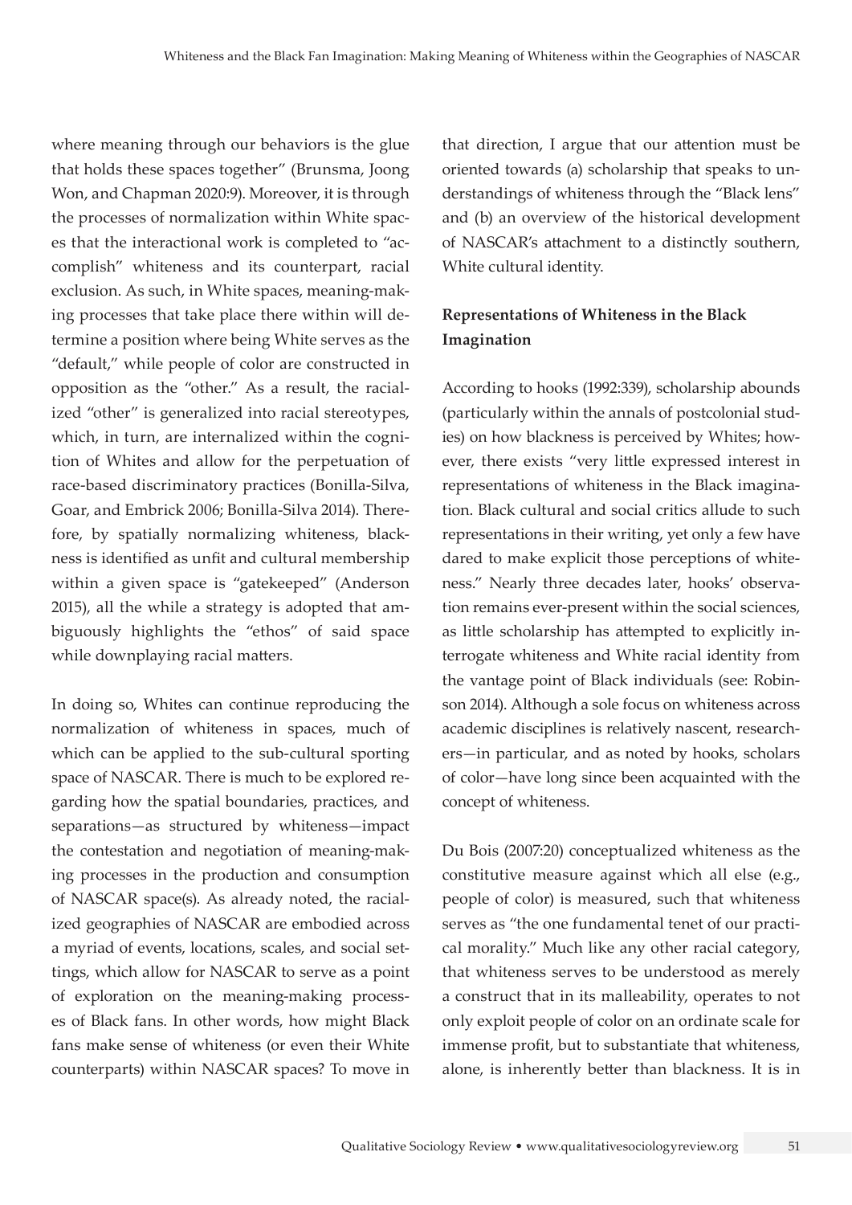where meaning through our behaviors is the glue that holds these spaces together" (Brunsma, Joong Won, and Chapman 2020:9). Moreover, it is through the processes of normalization within White spaces that the interactional work is completed to "accomplish" whiteness and its counterpart, racial exclusion. As such, in White spaces, meaning-making processes that take place there within will determine a position where being White serves as the "default," while people of color are constructed in opposition as the "other." As a result, the racialized "other" is generalized into racial stereotypes, which, in turn, are internalized within the cognition of Whites and allow for the perpetuation of race-based discriminatory practices (Bonilla-Silva, Goar, and Embrick 2006; Bonilla-Silva 2014). Therefore, by spatially normalizing whiteness, blackness is identified as unfit and cultural membership within a given space is "gatekeeped" (Anderson 2015), all the while a strategy is adopted that ambiguously highlights the "ethos" of said space while downplaying racial matters.

In doing so, Whites can continue reproducing the normalization of whiteness in spaces, much of which can be applied to the sub-cultural sporting space of NASCAR. There is much to be explored regarding how the spatial boundaries, practices, and separations—as structured by whiteness—impact the contestation and negotiation of meaning-making processes in the production and consumption of NASCAR space(s). As already noted, the racialized geographies of NASCAR are embodied across a myriad of events, locations, scales, and social settings, which allow for NASCAR to serve as a point of exploration on the meaning-making processes of Black fans. In other words, how might Black fans make sense of whiteness (or even their White counterparts) within NASCAR spaces? To move in that direction, I argue that our attention must be oriented towards (a) scholarship that speaks to understandings of whiteness through the "Black lens" and (b) an overview of the historical development of NASCAR's attachment to a distinctly southern, White cultural identity.

## Representations of Whiteness in the Black Imagination

According to hooks (1992:339), scholarship abounds (particularly within the annals of postcolonial studies) on how blackness is perceived by Whites; however, there exists "very little expressed interest in representations of whiteness in the Black imagination. Black cultural and social critics allude to such representations in their writing, yet only a few have dared to make explicit those perceptions of whiteness." Nearly three decades later, hooks' observation remains ever-present within the social sciences, as little scholarship has attempted to explicitly interrogate whiteness and White racial identity from the vantage point of Black individuals (see: Robinson 2014). Although a sole focus on whiteness across academic disciplines is relatively nascent, researchers—in particular, and as noted by hooks, scholars of color—have long since been acquainted with the concept of whiteness.

Du Bois (2007:20) conceptualized whiteness as the constitutive measure against which all else (e.g., people of color) is measured, such that whiteness serves as "the one fundamental tenet of our practical morality." Much like any other racial category, that whiteness serves to be understood as merely a construct that in its malleability, operates to not only exploit people of color on an ordinate scale for immense profit, but to substantiate that whiteness, alone, is inherently better than blackness. It is in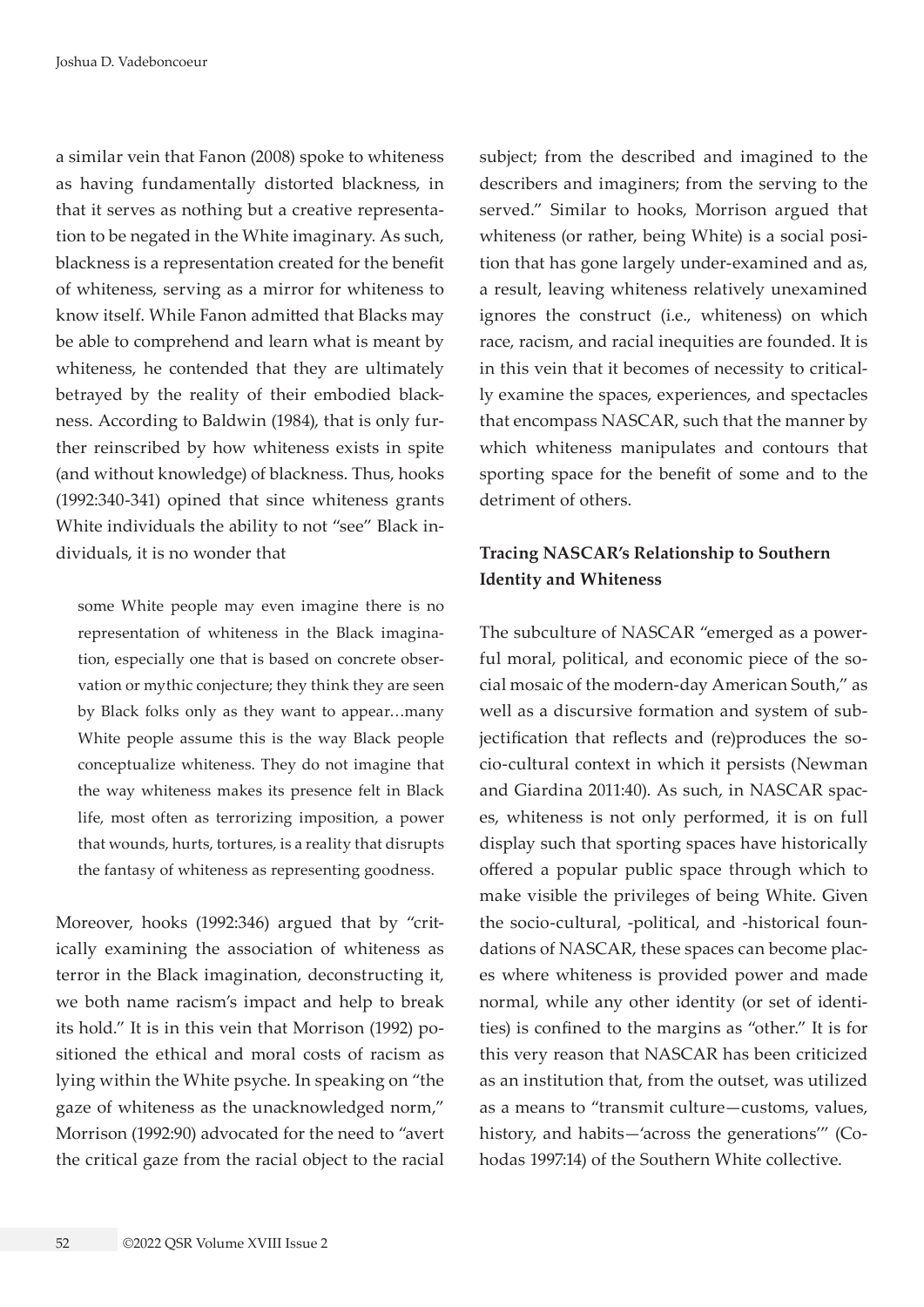a similar vein that Fanon (2008) spoke to whiteness as having fundamentally distorted blackness, in that it serves as nothing but a creative representation to be negated in the White imaginary. As such, blackness is a representation created for the benefit of whiteness, serving as a mirror for whiteness to know itself. While Fanon admitted that Blacks may be able to comprehend and learn what is meant by whiteness, he contended that they are ultimately betrayed by the reality of their embodied blackness. According to Baldwin (1984), that is only further reinscribed by how whiteness exists in spite (and without knowledge) of blackness. Thus, hooks (1992:340-341) opined that since whiteness grants White individuals the ability to not "see" Black individuals, it is no wonder that

> some White people may even imagine there is no representation of whiteness in the Black imagination, especially one that is based on concrete observation or mythic conjecture; they think they are seen by Black folks only as they want to appear…many White people assume this is the way Black people conceptualize whiteness. They do not imagine that the way whiteness makes its presence felt in Black life, most often as terrorizing imposition, a power that wounds, hurts, tortures, is a reality that disrupts the fantasy of whiteness as representing goodness.

Moreover, hooks (1992:346) argued that by "critically examining the association of whiteness as terror in the Black imagination, deconstructing it, we both name racism's impact and help to break its hold." It is in this vein that Morrison (1992) positioned the ethical and moral costs of racism as lying within the White psyche. In speaking on "the gaze of whiteness as the unacknowledged norm," Morrison (1992:90) advocated for the need to "avert the critical gaze from the racial object to the racial subject; from the described and imagined to the describers and imaginers; from the serving to the served." Similar to hooks, Morrison argued that whiteness (or rather, being White) is a social position that has gone largely under-examined and as, a result, leaving whiteness relatively unexamined ignores the construct (i.e., whiteness) on which race, racism, and racial inequities are founded. It is in this vein that it becomes of necessity to critically examine the spaces, experiences, and spectacles that encompass NASCAR, such that the manner by which whiteness manipulates and contours that sporting space for the benefit of some and to the detriment of others.

## Tracing NASCAR's Relationship to Southern Identity and Whiteness

The subculture of NASCAR "emerged as a powerful moral, political, and economic piece of the social mosaic of the modern-day American South," as well as a discursive formation and system of subjectification that reflects and (re)produces the socio-cultural context in which it persists (Newman and Giardina 2011:40). As such, in NASCAR spaces, whiteness is not only performed, it is on full display such that sporting spaces have historically offered a popular public space through which to make visible the privileges of being White. Given the socio-cultural, -political, and -historical foundations of NASCAR, these spaces can become places where whiteness is provided power and made normal, while any other identity (or set of identities) is confined to the margins as "other." It is for this very reason that NASCAR has been criticized as an institution that, from the outset, was utilized as a means to "transmit culture—customs, values, history, and habits—'across the generations'" (Cohodas 1997:14) of the Southern White collective.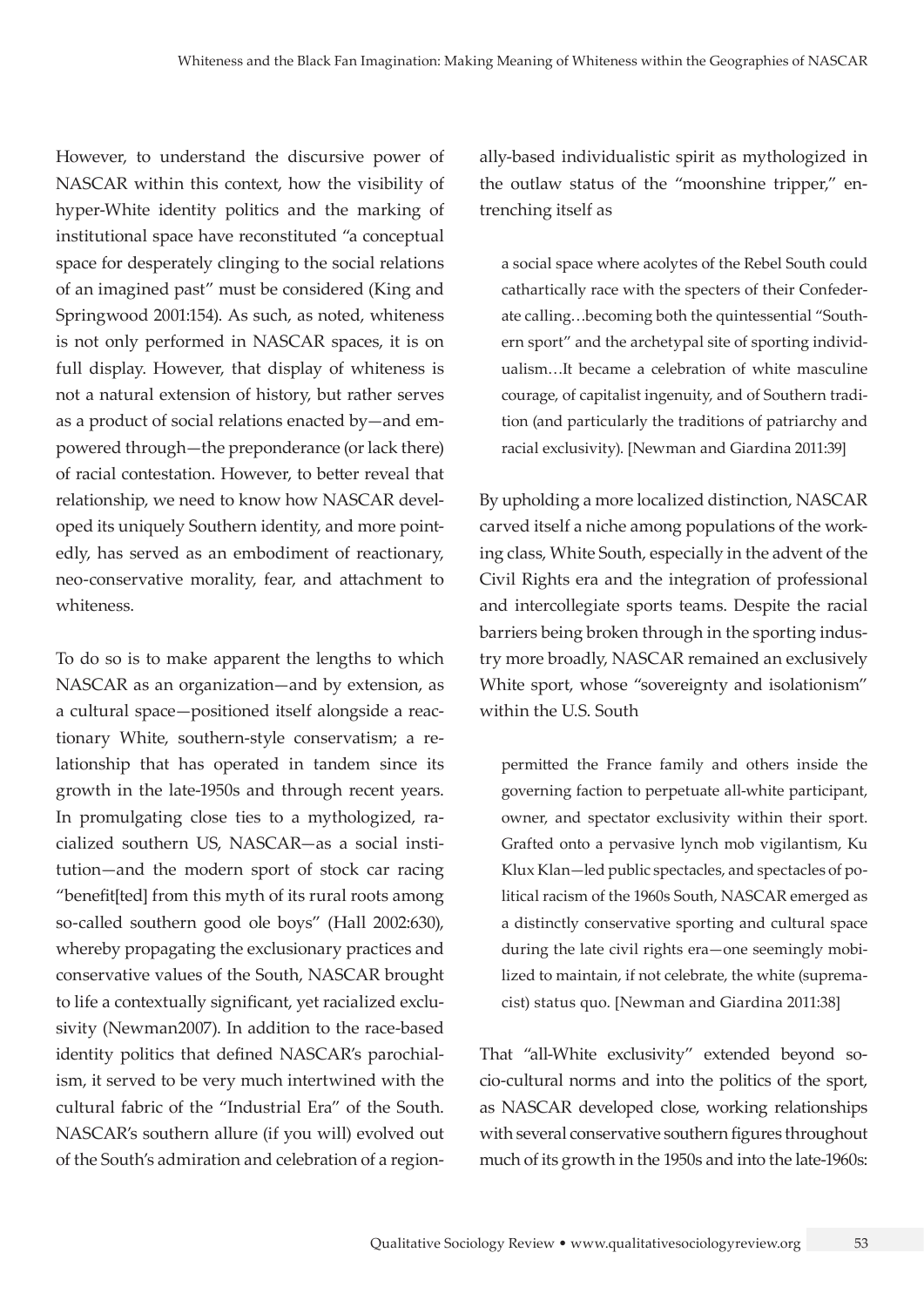However, to understand the discursive power of NASCAR within this context, how the visibility of hyper-White identity politics and the marking of institutional space have reconstituted "a conceptual space for desperately clinging to the social relations of an imagined past" must be considered (King and Springwood 2001:154). As such, as noted, whiteness is not only performed in NASCAR spaces, it is on full display. However, that display of whiteness is not a natural extension of history, but rather serves as a product of social relations enacted by—and empowered through—the preponderance (or lack there) of racial contestation. However, to better reveal that relationship, we need to know how NASCAR developed its uniquely Southern identity, and more pointedly, has served as an embodiment of reactionary, neo-conservative morality, fear, and attachment to whiteness.

To do so is to make apparent the lengths to which NASCAR as an organization—and by extension, as a cultural space—positioned itself alongside a reactionary White, southern-style conservatism; a relationship that has operated in tandem since its growth in the late-1950s and through recent years. In promulgating close ties to a mythologized, racialized southern US, NASCAR—as a social institution—and the modern sport of stock car racing "benefit[ted] from this myth of its rural roots among so-called southern good ole boys" (Hall 2002:630), whereby propagating the exclusionary practices and conservative values of the South, NASCAR brought to life a contextually significant, yet racialized exclusivity (Newman2007). In addition to the race-based identity politics that defined NASCAR's parochialism, it served to be very much intertwined with the cultural fabric of the "Industrial Era" of the South. NASCAR's southern allure (if you will) evolved out of the South's admiration and celebration of a regionally-based individualistic spirit as mythologized in the outlaw status of the "moonshine tripper," entrenching itself as

> a social space where acolytes of the Rebel South could cathartically race with the specters of their Confederate calling…becoming both the quintessential "Southern sport" and the archetypal site of sporting individualism…It became a celebration of white masculine courage, of capitalist ingenuity, and of Southern tradition (and particularly the traditions of patriarchy and racial exclusivity). [Newman and Giardina 2011:39]

By upholding a more localized distinction, NASCAR carved itself a niche among populations of the working class, White South, especially in the advent of the Civil Rights era and the integration of professional and intercollegiate sports teams. Despite the racial barriers being broken through in the sporting industry more broadly, NASCAR remained an exclusively White sport, whose "sovereignty and isolationism" within the U.S. South

> permitted the France family and others inside the governing faction to perpetuate all-white participant, owner, and spectator exclusivity within their sport. Grafted onto a pervasive lynch mob vigilantism, Ku Klux Klan—led public spectacles, and spectacles of political racism of the 1960s South, NASCAR emerged as a distinctly conservative sporting and cultural space during the late civil rights era—one seemingly mobilized to maintain, if not celebrate, the white (supremacist) status quo. [Newman and Giardina 2011:38]

That "all-White exclusivity" extended beyond socio-cultural norms and into the politics of the sport, as NASCAR developed close, working relationships with several conservative southern figures throughout much of its growth in the 1950s and into the late-1960s: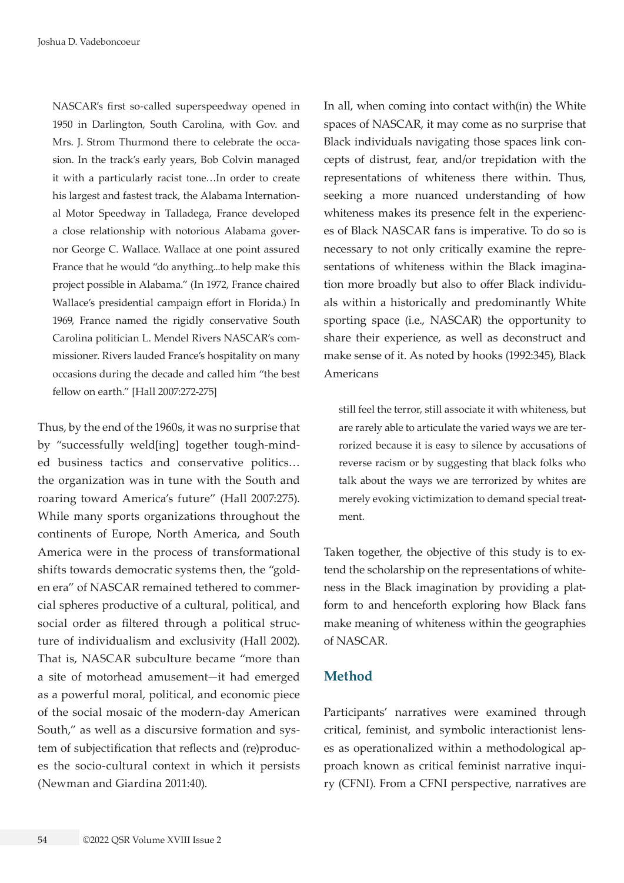> NASCAR's first so-called superspeedway opened in 1950 in Darlington, South Carolina, with Gov. and Mrs. J. Strom Thurmond there to celebrate the occasion. In the track's early years, Bob Colvin managed it with a particularly racist tone…In order to create his largest and fastest track, the Alabama International Motor Speedway in Talladega, France developed a close relationship with notorious Alabama governor George C. Wallace. Wallace at one point assured France that he would "do anything...to help make this project possible in Alabama." (In 1972, France chaired Wallace's presidential campaign effort in Florida.) In 1969, France named the rigidly conservative South Carolina politician L. Mendel Rivers NASCAR's commissioner. Rivers lauded France's hospitality on many occasions during the decade and called him "the best fellow on earth." [Hall 2007:272-275]

Thus, by the end of the 1960s, it was no surprise that by "successfully weld[ing] together tough-minded business tactics and conservative politics… the organization was in tune with the South and roaring toward America's future" (Hall 2007:275). While many sports organizations throughout the continents of Europe, North America, and South America were in the process of transformational shifts towards democratic systems then, the "golden era" of NASCAR remained tethered to commercial spheres productive of a cultural, political, and social order as filtered through a political structure of individualism and exclusivity (Hall 2002). That is, NASCAR subculture became "more than a site of motorhead amusement—it had emerged as a powerful moral, political, and economic piece of the social mosaic of the modern-day American South," as well as a discursive formation and system of subjectification that reflects and (re)produces the socio-cultural context in which it persists (Newman and Giardina 2011:40).

In all, when coming into contact with(in) the White spaces of NASCAR, it may come as no surprise that Black individuals navigating those spaces link concepts of distrust, fear, and/or trepidation with the representations of whiteness there within. Thus, seeking a more nuanced understanding of how whiteness makes its presence felt in the experiences of Black NASCAR fans is imperative. To do so is necessary to not only critically examine the representations of whiteness within the Black imagination more broadly but also to offer Black individuals within a historically and predominantly White sporting space (i.e., NASCAR) the opportunity to share their experience, as well as deconstruct and make sense of it. As noted by hooks (1992:345), Black Americans

> still feel the terror, still associate it with whiteness, but are rarely able to articulate the varied ways we are terrorized because it is easy to silence by accusations of reverse racism or by suggesting that black folks who talk about the ways we are terrorized by whites are merely evoking victimization to demand special treatment.

Taken together, the objective of this study is to extend the scholarship on the representations of whiteness in the Black imagination by providing a platform to and henceforth exploring how Black fans make meaning of whiteness within the geographies of NASCAR.

## Method

Participants' narratives were examined through critical, feminist, and symbolic interactionist lenses as operationalized within a methodological approach known as critical feminist narrative inquiry (CFNI). From a CFNI perspective, narratives are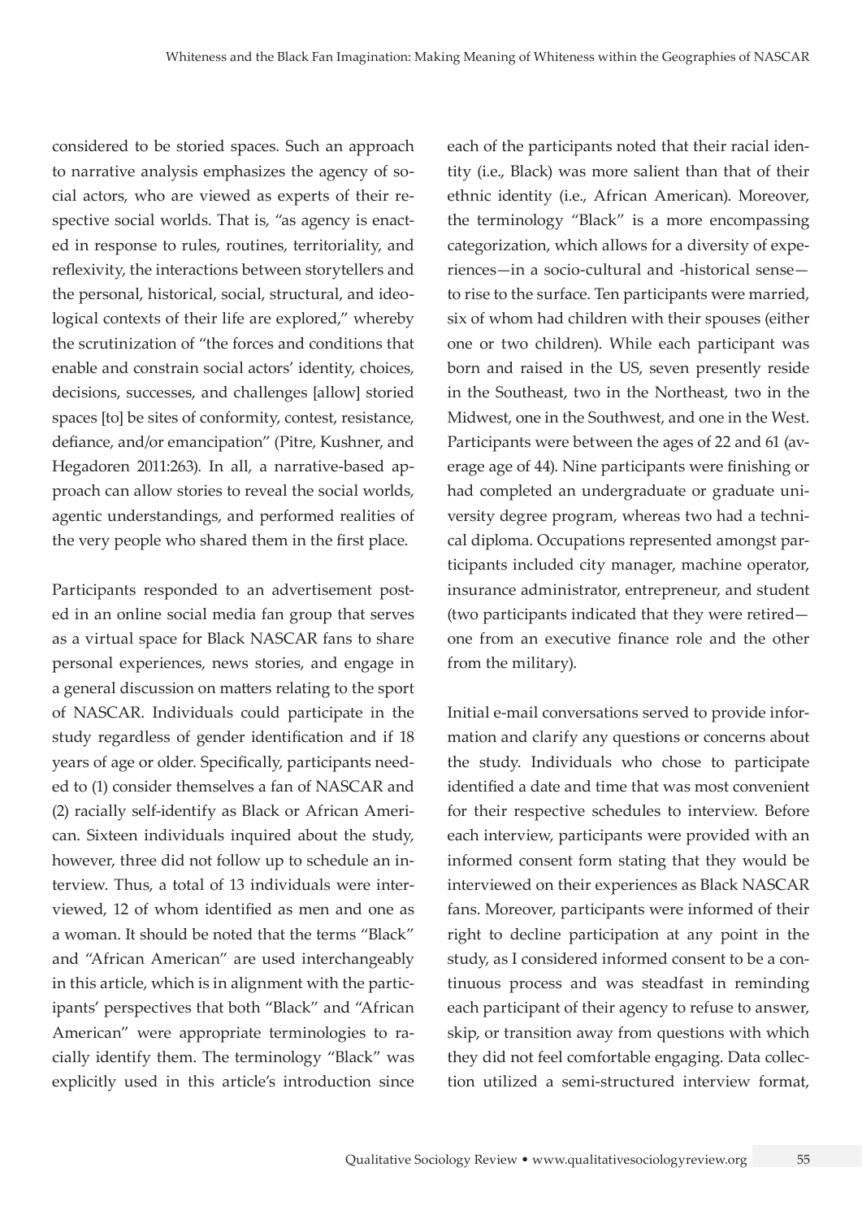considered to be storied spaces. Such an approach to narrative analysis emphasizes the agency of social actors, who are viewed as experts of their respective social worlds. That is, "as agency is enacted in response to rules, routines, territoriality, and reflexivity, the interactions between storytellers and the personal, historical, social, structural, and ideological contexts of their life are explored," whereby the scrutinization of "the forces and conditions that enable and constrain social actors' identity, choices, decisions, successes, and challenges [allow] storied spaces [to] be sites of conformity, contest, resistance, defiance, and/or emancipation" (Pitre, Kushner, and Hegadoren 2011:263). In all, a narrative-based approach can allow stories to reveal the social worlds, agentic understandings, and performed realities of the very people who shared them in the first place.

Participants responded to an advertisement posted in an online social media fan group that serves as a virtual space for Black NASCAR fans to share personal experiences, news stories, and engage in a general discussion on matters relating to the sport of NASCAR. Individuals could participate in the study regardless of gender identification and if 18 years of age or older. Specifically, participants needed to (1) consider themselves a fan of NASCAR and (2) racially self-identify as Black or African American. Sixteen individuals inquired about the study, however, three did not follow up to schedule an interview. Thus, a total of 13 individuals were interviewed, 12 of whom identified as men and one as a woman. It should be noted that the terms "Black" and "African American" are used interchangeably in this article, which is in alignment with the participants' perspectives that both "Black" and "African American" were appropriate terminologies to racially identify them. The terminology "Black" was explicitly used in this article's introduction since each of the participants noted that their racial identity (i.e., Black) was more salient than that of their ethnic identity (i.e., African American). Moreover, the terminology "Black" is a more encompassing categorization, which allows for a diversity of experiences—in a socio-cultural and -historical sense—to rise to the surface. Ten participants were married, six of whom had children with their spouses (either one or two children). While each participant was born and raised in the US, seven presently reside in the Southeast, two in the Northeast, two in the Midwest, one in the Southwest, and one in the West. Participants were between the ages of 22 and 61 (average age of 44). Nine participants were finishing or had completed an undergraduate or graduate university degree program, whereas two had a technical diploma. Occupations represented amongst participants included city manager, machine operator, insurance administrator, entrepreneur, and student (two participants indicated that they were retired—one from an executive finance role and the other from the military).

Initial e-mail conversations served to provide information and clarify any questions or concerns about the study. Individuals who chose to participate identified a date and time that was most convenient for their respective schedules to interview. Before each interview, participants were provided with an informed consent form stating that they would be interviewed on their experiences as Black NASCAR fans. Moreover, participants were informed of their right to decline participation at any point in the study, as I considered informed consent to be a continuous process and was steadfast in reminding each participant of their agency to refuse to answer, skip, or transition away from questions with which they did not feel comfortable engaging. Data collection utilized a semi-structured interview format,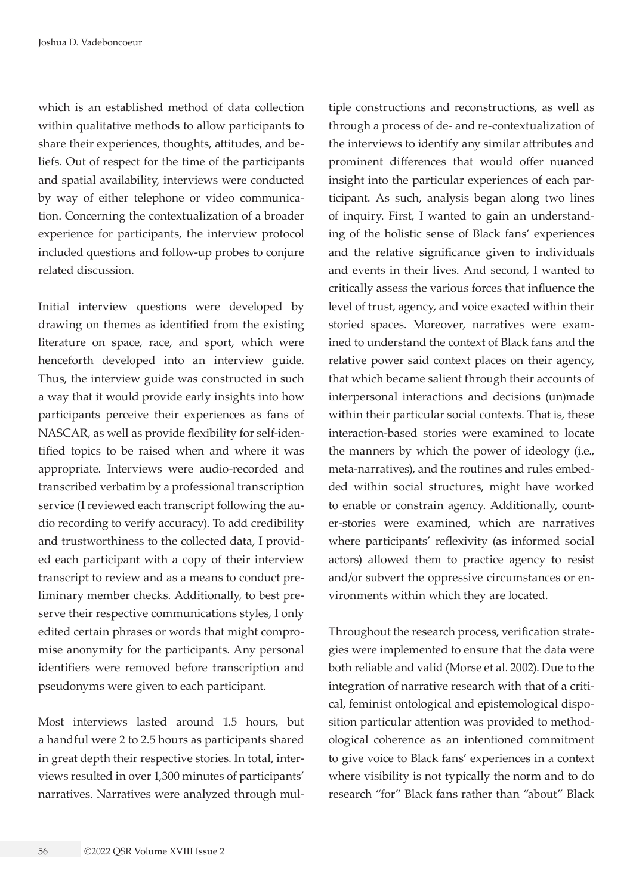which is an established method of data collection within qualitative methods to allow participants to share their experiences, thoughts, attitudes, and beliefs. Out of respect for the time of the participants and spatial availability, interviews were conducted by way of either telephone or video communication. Concerning the contextualization of a broader experience for participants, the interview protocol included questions and follow-up probes to conjure related discussion.

Initial interview questions were developed by drawing on themes as identified from the existing literature on space, race, and sport, which were henceforth developed into an interview guide. Thus, the interview guide was constructed in such a way that it would provide early insights into how participants perceive their experiences as fans of NASCAR, as well as provide flexibility for self-identified topics to be raised when and where it was appropriate. Interviews were audio-recorded and transcribed verbatim by a professional transcription service (I reviewed each transcript following the audio recording to verify accuracy). To add credibility and trustworthiness to the collected data, I provided each participant with a copy of their interview transcript to review and as a means to conduct preliminary member checks. Additionally, to best preserve their respective communications styles, I only edited certain phrases or words that might compromise anonymity for the participants. Any personal identifiers were removed before transcription and pseudonyms were given to each participant.

Most interviews lasted around 1.5 hours, but a handful were 2 to 2.5 hours as participants shared in great depth their respective stories. In total, interviews resulted in over 1,300 minutes of participants' narratives. Narratives were analyzed through multiple constructions and reconstructions, as well as through a process of de- and re-contextualization of the interviews to identify any similar attributes and prominent differences that would offer nuanced insight into the particular experiences of each participant. As such, analysis began along two lines of inquiry. First, I wanted to gain an understanding of the holistic sense of Black fans' experiences and the relative significance given to individuals and events in their lives. And second, I wanted to critically assess the various forces that influence the level of trust, agency, and voice exacted within their storied spaces. Moreover, narratives were examined to understand the context of Black fans and the relative power said context places on their agency, that which became salient through their accounts of interpersonal interactions and decisions (un)made within their particular social contexts. That is, these interaction-based stories were examined to locate the manners by which the power of ideology (i.e., meta-narratives), and the routines and rules embedded within social structures, might have worked to enable or constrain agency. Additionally, counter-stories were examined, which are narratives where participants' reflexivity (as informed social actors) allowed them to practice agency to resist and/or subvert the oppressive circumstances or environments within which they are located.

Throughout the research process, verification strategies were implemented to ensure that the data were both reliable and valid (Morse et al. 2002). Due to the integration of narrative research with that of a critical, feminist ontological and epistemological disposition particular attention was provided to methodological coherence as an intentioned commitment to give voice to Black fans' experiences in a context where visibility is not typically the norm and to do research "for" Black fans rather than "about" Black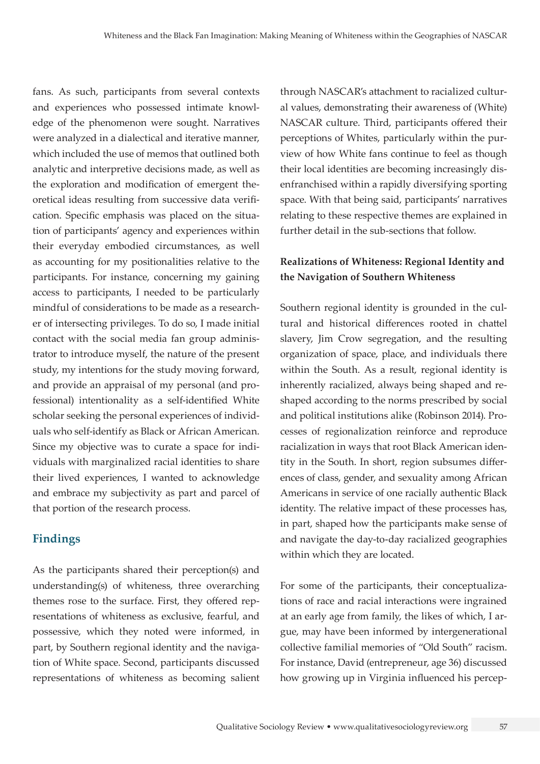fans. As such, participants from several contexts and experiences who possessed intimate knowledge of the phenomenon were sought. Narratives were analyzed in a dialectical and iterative manner, which included the use of memos that outlined both analytic and interpretive decisions made, as well as the exploration and modification of emergent theoretical ideas resulting from successive data verification. Specific emphasis was placed on the situation of participants' agency and experiences within their everyday embodied circumstances, as well as accounting for my positionalities relative to the participants. For instance, concerning my gaining access to participants, I needed to be particularly mindful of considerations to be made as a researcher of intersecting privileges. To do so, I made initial contact with the social media fan group administrator to introduce myself, the nature of the present study, my intentions for the study moving forward, and provide an appraisal of my personal (and professional) intentionality as a self-identified White scholar seeking the personal experiences of individuals who self-identify as Black or African American. Since my objective was to curate a space for individuals with marginalized racial identities to share their lived experiences, I wanted to acknowledge and embrace my subjectivity as part and parcel of that portion of the research process.

## Findings

As the participants shared their perception(s) and understanding(s) of whiteness, three overarching themes rose to the surface. First, they offered representations of whiteness as exclusive, fearful, and possessive, which they noted were informed, in part, by Southern regional identity and the navigation of White space. Second, participants discussed representations of whiteness as becoming salient through NASCAR's attachment to racialized cultural values, demonstrating their awareness of (White) NASCAR culture. Third, participants offered their perceptions of Whites, particularly within the purview of how White fans continue to feel as though their local identities are becoming increasingly disenfranchised within a rapidly diversifying sporting space. With that being said, participants' narratives relating to these respective themes are explained in further detail in the sub-sections that follow.

### Realizations of Whiteness: Regional Identity and the Navigation of Southern Whiteness

Southern regional identity is grounded in the cultural and historical differences rooted in chattel slavery, Jim Crow segregation, and the resulting organization of space, place, and individuals there within the South. As a result, regional identity is inherently racialized, always being shaped and reshaped according to the norms prescribed by social and political institutions alike (Robinson 2014). Processes of regionalization reinforce and reproduce racialization in ways that root Black American identity in the South. In short, region subsumes differences of class, gender, and sexuality among African Americans in service of one racially authentic Black identity. The relative impact of these processes has, in part, shaped how the participants make sense of and navigate the day-to-day racialized geographies within which they are located.

For some of the participants, their conceptualizations of race and racial interactions were ingrained at an early age from family, the likes of which, I argue, may have been informed by intergenerational collective familial memories of "Old South" racism. For instance, David (entrepreneur, age 36) discussed how growing up in Virginia influenced his percep-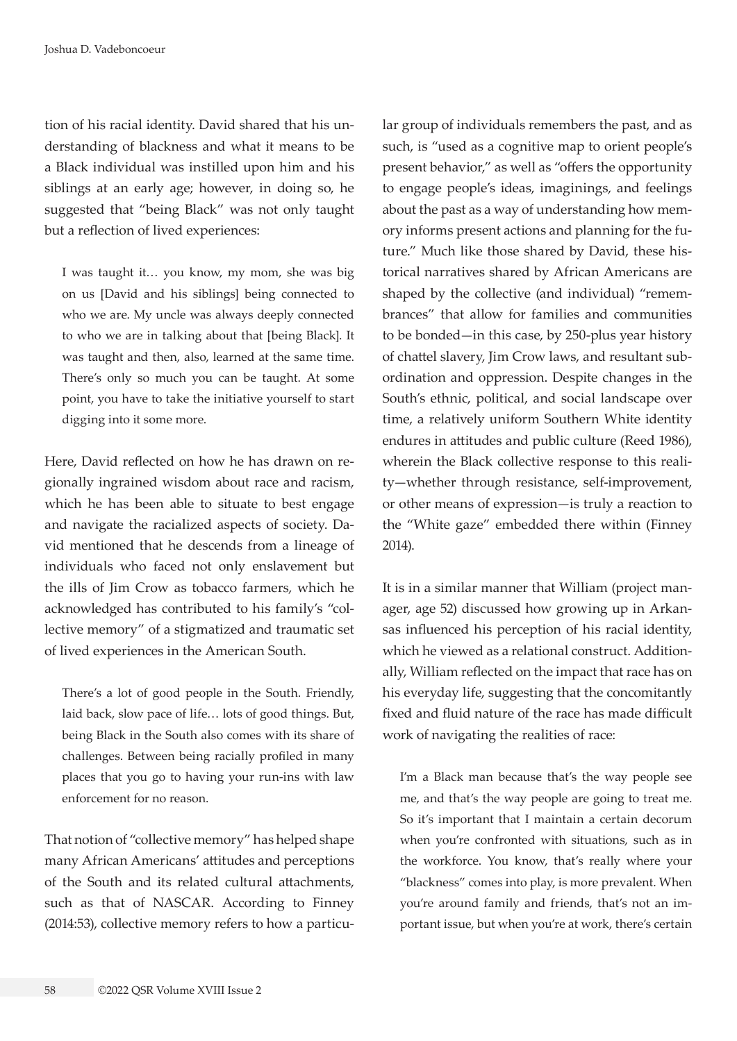tion of his racial identity. David shared that his understanding of blackness and what it means to be a Black individual was instilled upon him and his siblings at an early age; however, in doing so, he suggested that "being Black" was not only taught but a reflection of lived experiences:

> I was taught it… you know, my mom, she was big on us [David and his siblings] being connected to who we are. My uncle was always deeply connected to who we are in talking about that [being Black]. It was taught and then, also, learned at the same time. There's only so much you can be taught. At some point, you have to take the initiative yourself to start digging into it some more.

Here, David reflected on how he has drawn on regionally ingrained wisdom about race and racism, which he has been able to situate to best engage and navigate the racialized aspects of society. David mentioned that he descends from a lineage of individuals who faced not only enslavement but the ills of Jim Crow as tobacco farmers, which he acknowledged has contributed to his family's "collective memory" of a stigmatized and traumatic set of lived experiences in the American South.

> There's a lot of good people in the South. Friendly, laid back, slow pace of life… lots of good things. But, being Black in the South also comes with its share of challenges. Between being racially profiled in many places that you go to having your run-ins with law enforcement for no reason.

That notion of "collective memory" has helped shape many African Americans' attitudes and perceptions of the South and its related cultural attachments, such as that of NASCAR. According to Finney (2014:53), collective memory refers to how a particular group of individuals remembers the past, and as such, is "used as a cognitive map to orient people's present behavior," as well as "offers the opportunity to engage people's ideas, imaginings, and feelings about the past as a way of understanding how memory informs present actions and planning for the future." Much like those shared by David, these historical narratives shared by African Americans are shaped by the collective (and individual) "remembrances" that allow for families and communities to be bonded—in this case, by 250-plus year history of chattel slavery, Jim Crow laws, and resultant subordination and oppression. Despite changes in the South's ethnic, political, and social landscape over time, a relatively uniform Southern White identity endures in attitudes and public culture (Reed 1986), wherein the Black collective response to this reality—whether through resistance, self-improvement, or other means of expression—is truly a reaction to the "White gaze" embedded there within (Finney 2014).

It is in a similar manner that William (project manager, age 52) discussed how growing up in Arkansas influenced his perception of his racial identity, which he viewed as a relational construct. Additionally, William reflected on the impact that race has on his everyday life, suggesting that the concomitantly fixed and fluid nature of the race has made difficult work of navigating the realities of race:

> I'm a Black man because that's the way people see me, and that's the way people are going to treat me. So it's important that I maintain a certain decorum when you're confronted with situations, such as in the workforce. You know, that's really where your "blackness" comes into play, is more prevalent. When you're around family and friends, that's not an important issue, but when you're at work, there's certain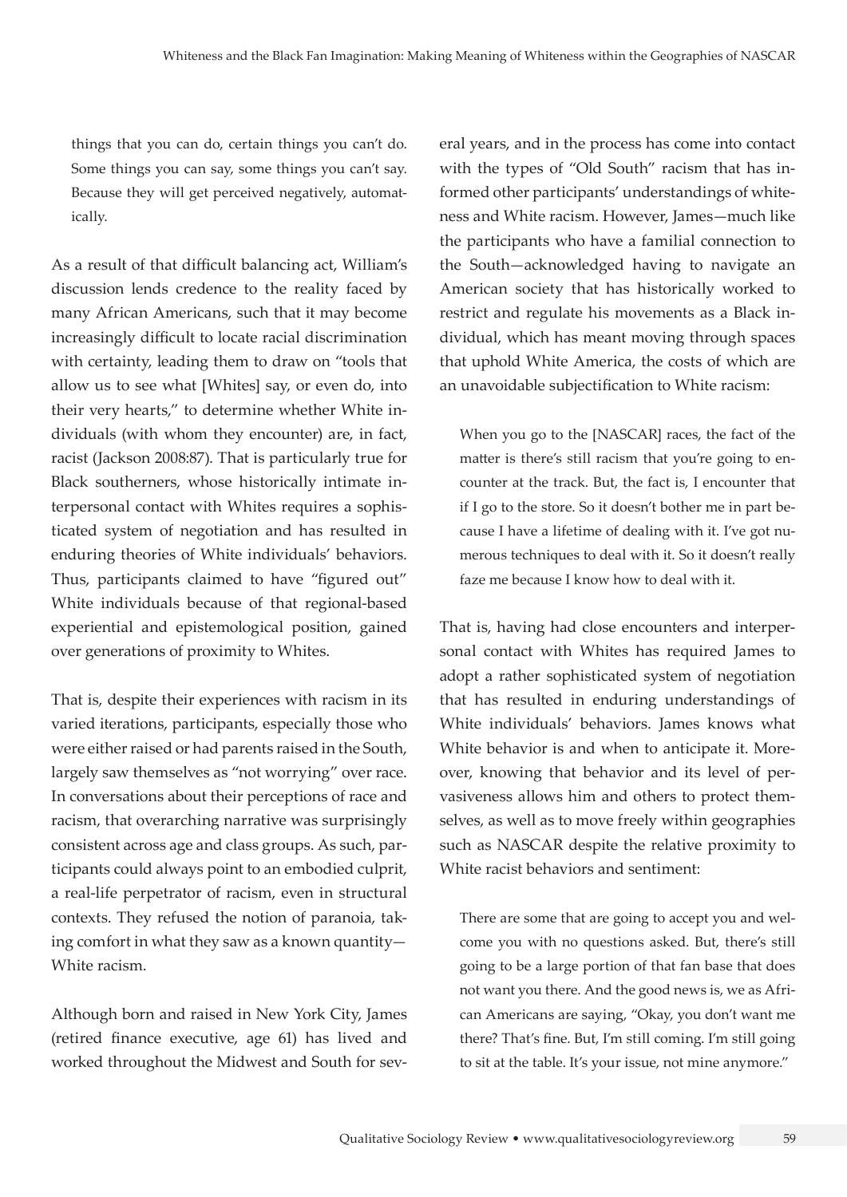> things that you can do, certain things you can't do. Some things you can say, some things you can't say. Because they will get perceived negatively, automatically.

As a result of that difficult balancing act, William's discussion lends credence to the reality faced by many African Americans, such that it may become increasingly difficult to locate racial discrimination with certainty, leading them to draw on "tools that allow us to see what [Whites] say, or even do, into their very hearts," to determine whether White individuals (with whom they encounter) are, in fact, racist (Jackson 2008:87). That is particularly true for Black southerners, whose historically intimate interpersonal contact with Whites requires a sophisticated system of negotiation and has resulted in enduring theories of White individuals' behaviors. Thus, participants claimed to have "figured out" White individuals because of that regional-based experiential and epistemological position, gained over generations of proximity to Whites.

That is, despite their experiences with racism in its varied iterations, participants, especially those who were either raised or had parents raised in the South, largely saw themselves as "not worrying" over race. In conversations about their perceptions of race and racism, that overarching narrative was surprisingly consistent across age and class groups. As such, participants could always point to an embodied culprit, a real-life perpetrator of racism, even in structural contexts. They refused the notion of paranoia, taking comfort in what they saw as a known quantity—White racism.

Although born and raised in New York City, James (retired finance executive, age 61) has lived and worked throughout the Midwest and South for several years, and in the process has come into contact with the types of "Old South" racism that has informed other participants' understandings of whiteness and White racism. However, James—much like the participants who have a familial connection to the South—acknowledged having to navigate an American society that has historically worked to restrict and regulate his movements as a Black individual, which has meant moving through spaces that uphold White America, the costs of which are an unavoidable subjectification to White racism:

> When you go to the [NASCAR] races, the fact of the matter is there's still racism that you're going to encounter at the track. But, the fact is, I encounter that if I go to the store. So it doesn't bother me in part because I have a lifetime of dealing with it. I've got numerous techniques to deal with it. So it doesn't really faze me because I know how to deal with it.

That is, having had close encounters and interpersonal contact with Whites has required James to adopt a rather sophisticated system of negotiation that has resulted in enduring understandings of White individuals' behaviors. James knows what White behavior is and when to anticipate it. Moreover, knowing that behavior and its level of pervasiveness allows him and others to protect themselves, as well as to move freely within geographies such as NASCAR despite the relative proximity to White racist behaviors and sentiment:

> There are some that are going to accept you and welcome you with no questions asked. But, there's still going to be a large portion of that fan base that does not want you there. And the good news is, we as African Americans are saying, "Okay, you don't want me there? That's fine. But, I'm still coming. I'm still going to sit at the table. It's your issue, not mine anymore."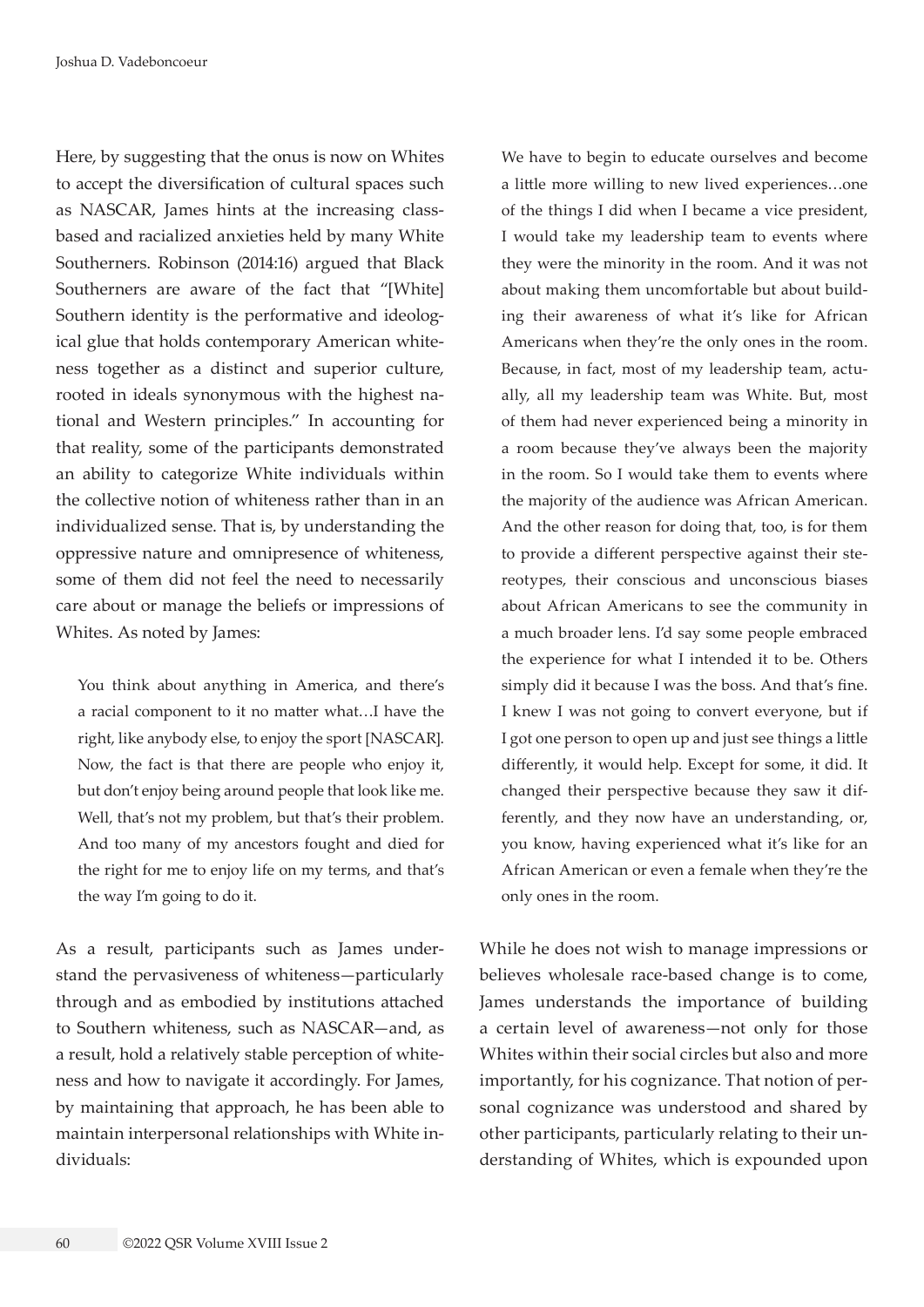Here, by suggesting that the onus is now on Whites to accept the diversification of cultural spaces such as NASCAR, James hints at the increasing class-based and racialized anxieties held by many White Southerners. Robinson (2014:16) argued that Black Southerners are aware of the fact that "[White] Southern identity is the performative and ideological glue that holds contemporary American whiteness together as a distinct and superior culture, rooted in ideals synonymous with the highest national and Western principles." In accounting for that reality, some of the participants demonstrated an ability to categorize White individuals within the collective notion of whiteness rather than in an individualized sense. That is, by understanding the oppressive nature and omnipresence of whiteness, some of them did not feel the need to necessarily care about or manage the beliefs or impressions of Whites. As noted by James:

> You think about anything in America, and there's a racial component to it no matter what…I have the right, like anybody else, to enjoy the sport [NASCAR]. Now, the fact is that there are people who enjoy it, but don't enjoy being around people that look like me. Well, that's not my problem, but that's their problem. And too many of my ancestors fought and died for the right for me to enjoy life on my terms, and that's the way I'm going to do it.

As a result, participants such as James understand the pervasiveness of whiteness—particularly through and as embodied by institutions attached to Southern whiteness, such as NASCAR—and, as a result, hold a relatively stable perception of whiteness and how to navigate it accordingly. For James, by maintaining that approach, he has been able to maintain interpersonal relationships with White individuals:

> We have to begin to educate ourselves and become a little more willing to new lived experiences…one of the things I did when I became a vice president, I would take my leadership team to events where they were the minority in the room. And it was not about making them uncomfortable but about building their awareness of what it's like for African Americans when they're the only ones in the room. Because, in fact, most of my leadership team, actually, all my leadership team was White. But, most of them had never experienced being a minority in a room because they've always been the majority in the room. So I would take them to events where the majority of the audience was African American. And the other reason for doing that, too, is for them to provide a different perspective against their stereotypes, their conscious and unconscious biases about African Americans to see the community in a much broader lens. I'd say some people embraced the experience for what I intended it to be. Others simply did it because I was the boss. And that's fine. I knew I was not going to convert everyone, but if I got one person to open up and just see things a little differently, it would help. Except for some, it did. It changed their perspective because they saw it differently, and they now have an understanding, or, you know, having experienced what it's like for an African American or even a female when they're the only ones in the room.

While he does not wish to manage impressions or believes wholesale race-based change is to come, James understands the importance of building a certain level of awareness—not only for those Whites within their social circles but also and more importantly, for his cognizance. That notion of personal cognizance was understood and shared by other participants, particularly relating to their understanding of Whites, which is expounded upon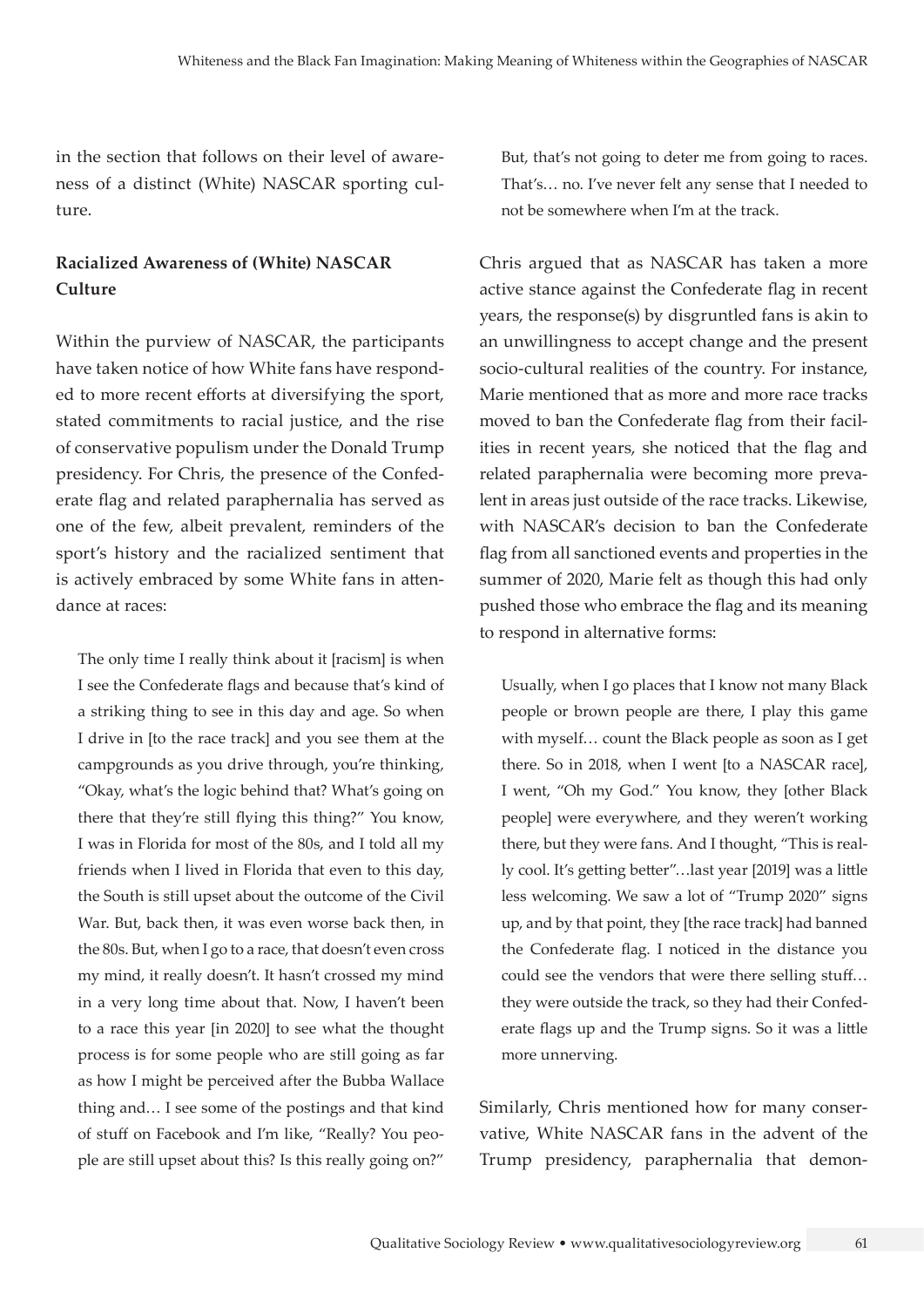in the section that follows on their level of awareness of a distinct (White) NASCAR sporting culture.

### Racialized Awareness of (White) NASCAR Culture

Within the purview of NASCAR, the participants have taken notice of how White fans have responded to more recent efforts at diversifying the sport, stated commitments to racial justice, and the rise of conservative populism under the Donald Trump presidency. For Chris, the presence of the Confederate flag and related paraphernalia has served as one of the few, albeit prevalent, reminders of the sport's history and the racialized sentiment that is actively embraced by some White fans in attendance at races:

> The only time I really think about it [racism] is when I see the Confederate flags and because that's kind of a striking thing to see in this day and age. So when I drive in [to the race track] and you see them at the campgrounds as you drive through, you're thinking, "Okay, what's the logic behind that? What's going on there that they're still flying this thing?" You know, I was in Florida for most of the 80s, and I told all my friends when I lived in Florida that even to this day, the South is still upset about the outcome of the Civil War. But, back then, it was even worse back then, in the 80s. But, when I go to a race, that doesn't even cross my mind, it really doesn't. It hasn't crossed my mind in a very long time about that. Now, I haven't been to a race this year [in 2020] to see what the thought process is for some people who are still going as far as how I might be perceived after the Bubba Wallace thing and… I see some of the postings and that kind of stuff on Facebook and I'm like, "Really? You people are still upset about this? Is this really going on?" But, that's not going to deter me from going to races. That's… no. I've never felt any sense that I needed to not be somewhere when I'm at the track.

Chris argued that as NASCAR has taken a more active stance against the Confederate flag in recent years, the response(s) by disgruntled fans is akin to an unwillingness to accept change and the present socio-cultural realities of the country. For instance, Marie mentioned that as more and more race tracks moved to ban the Confederate flag from their facilities in recent years, she noticed that the flag and related paraphernalia were becoming more prevalent in areas just outside of the race tracks. Likewise, with NASCAR's decision to ban the Confederate flag from all sanctioned events and properties in the summer of 2020, Marie felt as though this had only pushed those who embrace the flag and its meaning to respond in alternative forms:

> Usually, when I go places that I know not many Black people or brown people are there, I play this game with myself… count the Black people as soon as I get there. So in 2018, when I went [to a NASCAR race], I went, "Oh my God." You know, they [other Black people] were everywhere, and they weren't working there, but they were fans. And I thought, "This is really cool. It's getting better"…last year [2019] was a little less welcoming. We saw a lot of "Trump 2020" signs up, and by that point, they [the race track] had banned the Confederate flag. I noticed in the distance you could see the vendors that were there selling stuff… they were outside the track, so they had their Confederate flags up and the Trump signs. So it was a little more unnerving.

Similarly, Chris mentioned how for many conservative, White NASCAR fans in the advent of the Trump presidency, paraphernalia that demon-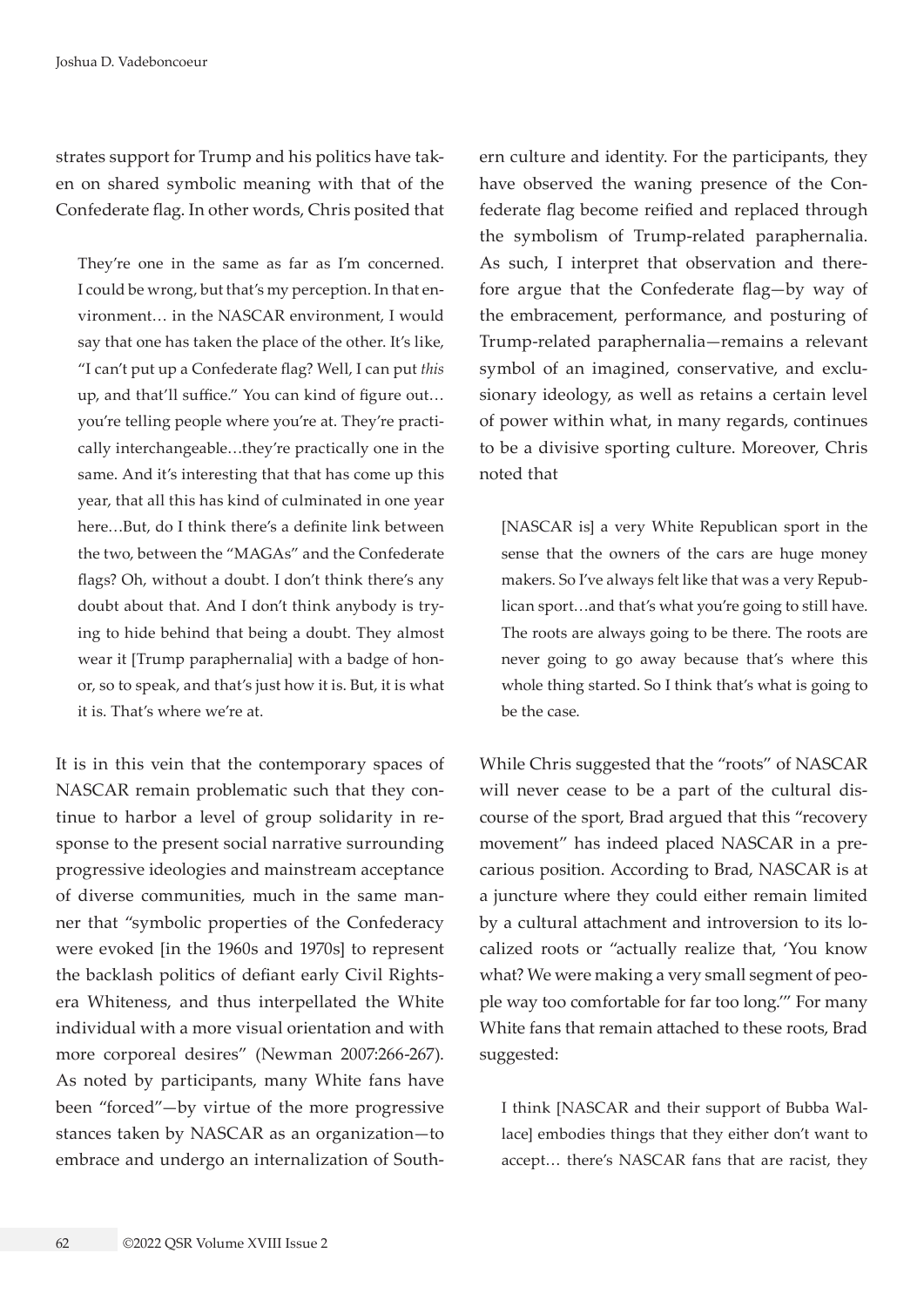strates support for Trump and his politics have taken on shared symbolic meaning with that of the Confederate flag. In other words, Chris posited that

> They're one in the same as far as I'm concerned. I could be wrong, but that's my perception. In that environment… in the NASCAR environment, I would say that one has taken the place of the other. It's like, "I can't put up a Confederate flag? Well, I can put *this* up, and that'll suffice." You can kind of figure out… you're telling people where you're at. They're practically interchangeable…they're practically one in the same. And it's interesting that that has come up this year, that all this has kind of culminated in one year here…But, do I think there's a definite link between the two, between the "MAGAs" and the Confederate flags? Oh, without a doubt. I don't think there's any doubt about that. And I don't think anybody is trying to hide behind that being a doubt. They almost wear it [Trump paraphernalia] with a badge of honor, so to speak, and that's just how it is. But, it is what it is. That's where we're at.

It is in this vein that the contemporary spaces of NASCAR remain problematic such that they continue to harbor a level of group solidarity in response to the present social narrative surrounding progressive ideologies and mainstream acceptance of diverse communities, much in the same manner that "symbolic properties of the Confederacy were evoked [in the 1960s and 1970s] to represent the backlash politics of defiant early Civil Rights-era Whiteness, and thus interpellated the White individual with a more visual orientation and with more corporeal desires" (Newman 2007:266-267). As noted by participants, many White fans have been "forced"—by virtue of the more progressive stances taken by NASCAR as an organization—to embrace and undergo an internalization of Southern culture and identity. For the participants, they have observed the waning presence of the Confederate flag become reified and replaced through the symbolism of Trump-related paraphernalia. As such, I interpret that observation and therefore argue that the Confederate flag—by way of the embracement, performance, and posturing of Trump-related paraphernalia—remains a relevant symbol of an imagined, conservative, and exclusionary ideology, as well as retains a certain level of power within what, in many regards, continues to be a divisive sporting culture. Moreover, Chris noted that

> [NASCAR is] a very White Republican sport in the sense that the owners of the cars are huge money makers. So I've always felt like that was a very Republican sport…and that's what you're going to still have. The roots are always going to be there. The roots are never going to go away because that's where this whole thing started. So I think that's what is going to be the case.

While Chris suggested that the "roots" of NASCAR will never cease to be a part of the cultural discourse of the sport, Brad argued that this "recovery movement" has indeed placed NASCAR in a precarious position. According to Brad, NASCAR is at a juncture where they could either remain limited by a cultural attachment and introversion to its localized roots or "actually realize that, 'You know what? We were making a very small segment of people way too comfortable for far too long.'" For many White fans that remain attached to these roots, Brad suggested:

> I think [NASCAR and their support of Bubba Wallace] embodies things that they either don't want to accept… there's NASCAR fans that are racist, they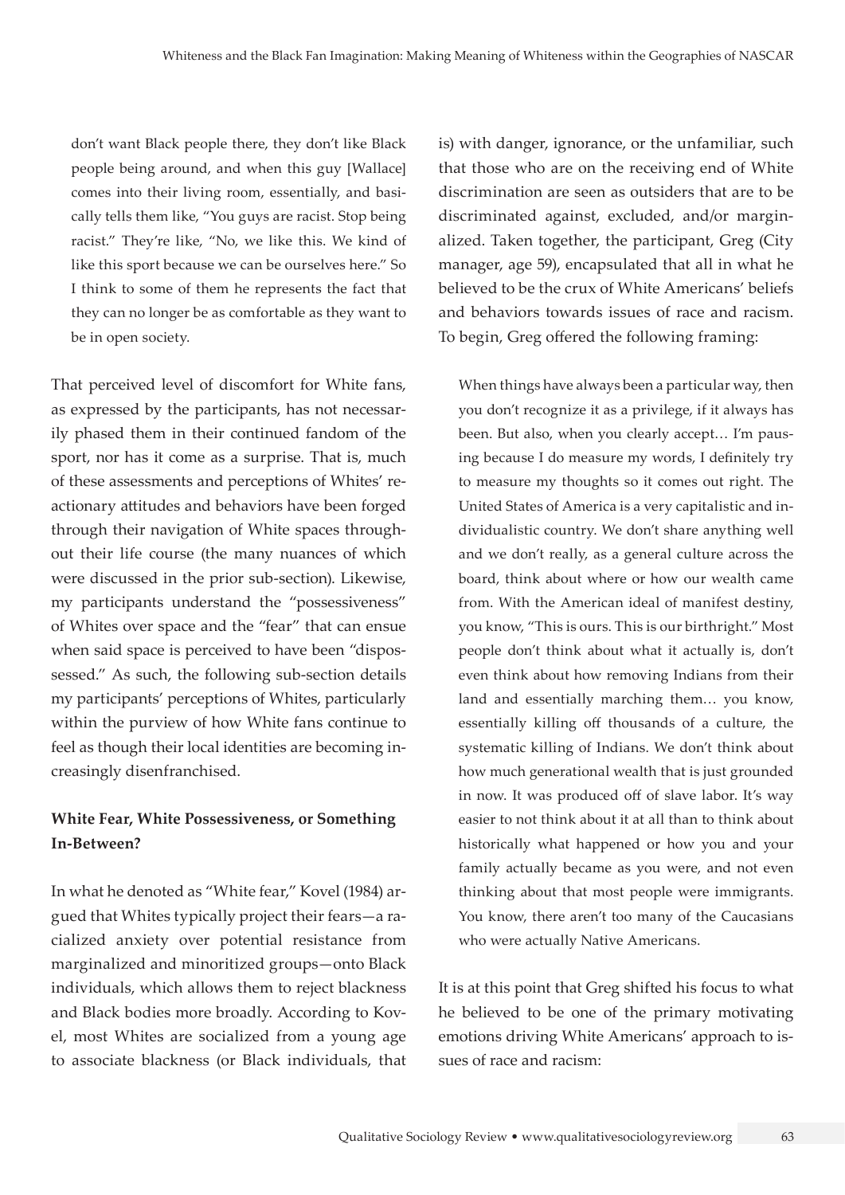> don't want Black people there, they don't like Black people being around, and when this guy [Wallace] comes into their living room, essentially, and basically tells them like, "You guys are racist. Stop being racist." They're like, "No, we like this. We kind of like this sport because we can be ourselves here." So I think to some of them he represents the fact that they can no longer be as comfortable as they want to be in open society.

That perceived level of discomfort for White fans, as expressed by the participants, has not necessarily phased them in their continued fandom of the sport, nor has it come as a surprise. That is, much of these assessments and perceptions of Whites' reactionary attitudes and behaviors have been forged through their navigation of White spaces throughout their life course (the many nuances of which were discussed in the prior sub-section). Likewise, my participants understand the "possessiveness" of Whites over space and the "fear" that can ensue when said space is perceived to have been "dispossessed." As such, the following sub-section details my participants' perceptions of Whites, particularly within the purview of how White fans continue to feel as though their local identities are becoming increasingly disenfranchised.

### White Fear, White Possessiveness, or Something In-Between?

In what he denoted as "White fear," Kovel (1984) argued that Whites typically project their fears—a racialized anxiety over potential resistance from marginalized and minoritized groups—onto Black individuals, which allows them to reject blackness and Black bodies more broadly. According to Kovel, most Whites are socialized from a young age to associate blackness (or Black individuals, that is) with danger, ignorance, or the unfamiliar, such that those who are on the receiving end of White discrimination are seen as outsiders that are to be discriminated against, excluded, and/or marginalized. Taken together, the participant, Greg (City manager, age 59), encapsulated that all in what he believed to be the crux of White Americans' beliefs and behaviors towards issues of race and racism. To begin, Greg offered the following framing:

> When things have always been a particular way, then you don't recognize it as a privilege, if it always has been. But also, when you clearly accept… I'm pausing because I do measure my words, I definitely try to measure my thoughts so it comes out right. The United States of America is a very capitalistic and individualistic country. We don't share anything well and we don't really, as a general culture across the board, think about where or how our wealth came from. With the American ideal of manifest destiny, you know, "This is ours. This is our birthright." Most people don't think about what it actually is, don't even think about how removing Indians from their land and essentially marching them… you know, essentially killing off thousands of a culture, the systematic killing of Indians. We don't think about how much generational wealth that is just grounded in now. It was produced off of slave labor. It's way easier to not think about it at all than to think about historically what happened or how you and your family actually became as you were, and not even thinking about that most people were immigrants. You know, there aren't too many of the Caucasians who were actually Native Americans.

It is at this point that Greg shifted his focus to what he believed to be one of the primary motivating emotions driving White Americans' approach to issues of race and racism: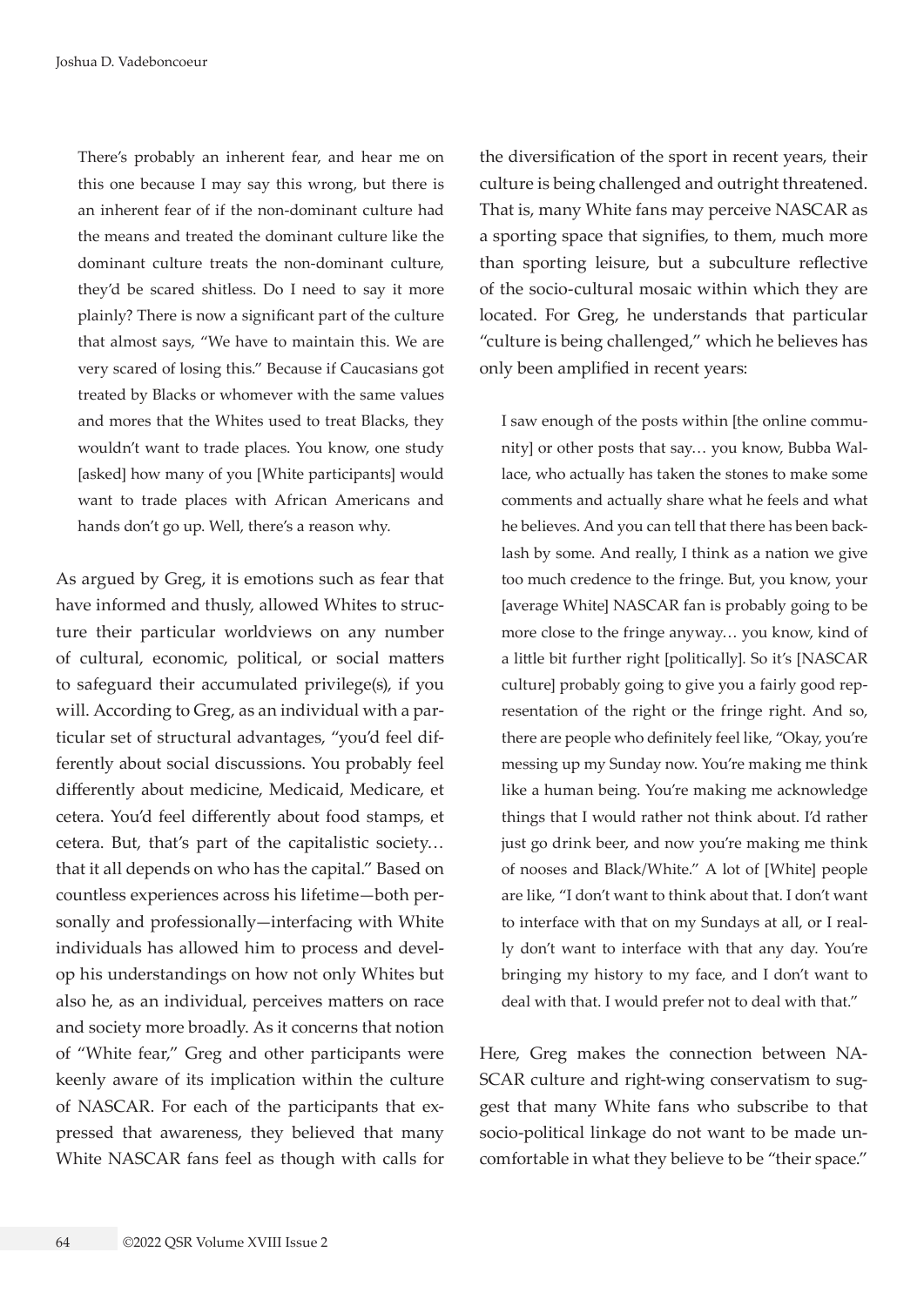> There's probably an inherent fear, and hear me on this one because I may say this wrong, but there is an inherent fear of if the non-dominant culture had the means and treated the dominant culture like the dominant culture treats the non-dominant culture, they'd be scared shitless. Do I need to say it more plainly? There is now a significant part of the culture that almost says, "We have to maintain this. We are very scared of losing this." Because if Caucasians got treated by Blacks or whomever with the same values and mores that the Whites used to treat Blacks, they wouldn't want to trade places. You know, one study [asked] how many of you [White participants] would want to trade places with African Americans and hands don't go up. Well, there's a reason why.

As argued by Greg, it is emotions such as fear that have informed and thusly, allowed Whites to structure their particular worldviews on any number of cultural, economic, political, or social matters to safeguard their accumulated privilege(s), if you will. According to Greg, as an individual with a particular set of structural advantages, "you'd feel differently about social discussions. You probably feel differently about medicine, Medicaid, Medicare, et cetera. You'd feel differently about food stamps, et cetera. But, that's part of the capitalistic society… that it all depends on who has the capital." Based on countless experiences across his lifetime—both personally and professionally—interfacing with White individuals has allowed him to process and develop his understandings on how not only Whites but also he, as an individual, perceives matters on race and society more broadly. As it concerns that notion of "White fear," Greg and other participants were keenly aware of its implication within the culture of NASCAR. For each of the participants that expressed that awareness, they believed that many White NASCAR fans feel as though with calls for the diversification of the sport in recent years, their culture is being challenged and outright threatened. That is, many White fans may perceive NASCAR as a sporting space that signifies, to them, much more than sporting leisure, but a subculture reflective of the socio-cultural mosaic within which they are located. For Greg, he understands that particular "culture is being challenged," which he believes has only been amplified in recent years:

> I saw enough of the posts within [the online community] or other posts that say… you know, Bubba Wallace, who actually has taken the stones to make some comments and actually share what he feels and what he believes. And you can tell that there has been backlash by some. And really, I think as a nation we give too much credence to the fringe. But, you know, your [average White] NASCAR fan is probably going to be more close to the fringe anyway… you know, kind of a little bit further right [politically]. So it's [NASCAR culture] probably going to give you a fairly good representation of the right or the fringe right. And so, there are people who definitely feel like, "Okay, you're messing up my Sunday now. You're making me think like a human being. You're making me acknowledge things that I would rather not think about. I'd rather just go drink beer, and now you're making me think of nooses and Black/White." A lot of [White] people are like, "I don't want to think about that. I don't want to interface with that on my Sundays at all, or I really don't want to interface with that any day. You're bringing my history to my face, and I don't want to deal with that. I would prefer not to deal with that."

Here, Greg makes the connection between NASCAR culture and right-wing conservatism to suggest that many White fans who subscribe to that socio-political linkage do not want to be made uncomfortable in what they believe to be "their space."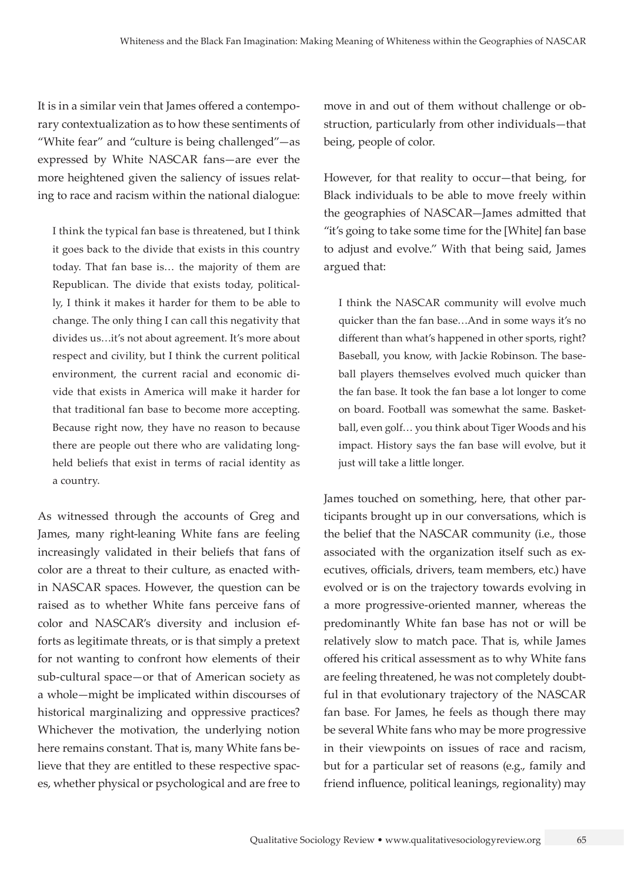It is in a similar vein that James offered a contemporary contextualization as to how these sentiments of "White fear" and "culture is being challenged"—as expressed by White NASCAR fans—are ever the more heightened given the saliency of issues relating to race and racism within the national dialogue:

> I think the typical fan base is threatened, but I think it goes back to the divide that exists in this country today. That fan base is… the majority of them are Republican. The divide that exists today, politically, I think it makes it harder for them to be able to change. The only thing I can call this negativity that divides us…it's not about agreement. It's more about respect and civility, but I think the current political environment, the current racial and economic divide that exists in America will make it harder for that traditional fan base to become more accepting. Because right now, they have no reason to because there are people out there who are validating long-held beliefs that exist in terms of racial identity as a country.

As witnessed through the accounts of Greg and James, many right-leaning White fans are feeling increasingly validated in their beliefs that fans of color are a threat to their culture, as enacted within NASCAR spaces. However, the question can be raised as to whether White fans perceive fans of color and NASCAR's diversity and inclusion efforts as legitimate threats, or is that simply a pretext for not wanting to confront how elements of their sub-cultural space—or that of American society as a whole—might be implicated within discourses of historical marginalizing and oppressive practices? Whichever the motivation, the underlying notion here remains constant. That is, many White fans believe that they are entitled to these respective spaces, whether physical or psychological and are free to move in and out of them without challenge or obstruction, particularly from other individuals—that being, people of color.

However, for that reality to occur—that being, for Black individuals to be able to move freely within the geographies of NASCAR—James admitted that "it's going to take some time for the [White] fan base to adjust and evolve." With that being said, James argued that:

> I think the NASCAR community will evolve much quicker than the fan base…And in some ways it's no different than what's happened in other sports, right? Baseball, you know, with Jackie Robinson. The baseball players themselves evolved much quicker than the fan base. It took the fan base a lot longer to come on board. Football was somewhat the same. Basketball, even golf… you think about Tiger Woods and his impact. History says the fan base will evolve, but it just will take a little longer.

James touched on something, here, that other participants brought up in our conversations, which is the belief that the NASCAR community (i.e., those associated with the organization itself such as executives, officials, drivers, team members, etc.) have evolved or is on the trajectory towards evolving in a more progressive-oriented manner, whereas the predominantly White fan base has not or will be relatively slow to match pace. That is, while James offered his critical assessment as to why White fans are feeling threatened, he was not completely doubtful in that evolutionary trajectory of the NASCAR fan base. For James, he feels as though there may be several White fans who may be more progressive in their viewpoints on issues of race and racism, but for a particular set of reasons (e.g., family and friend influence, political leanings, regionality) may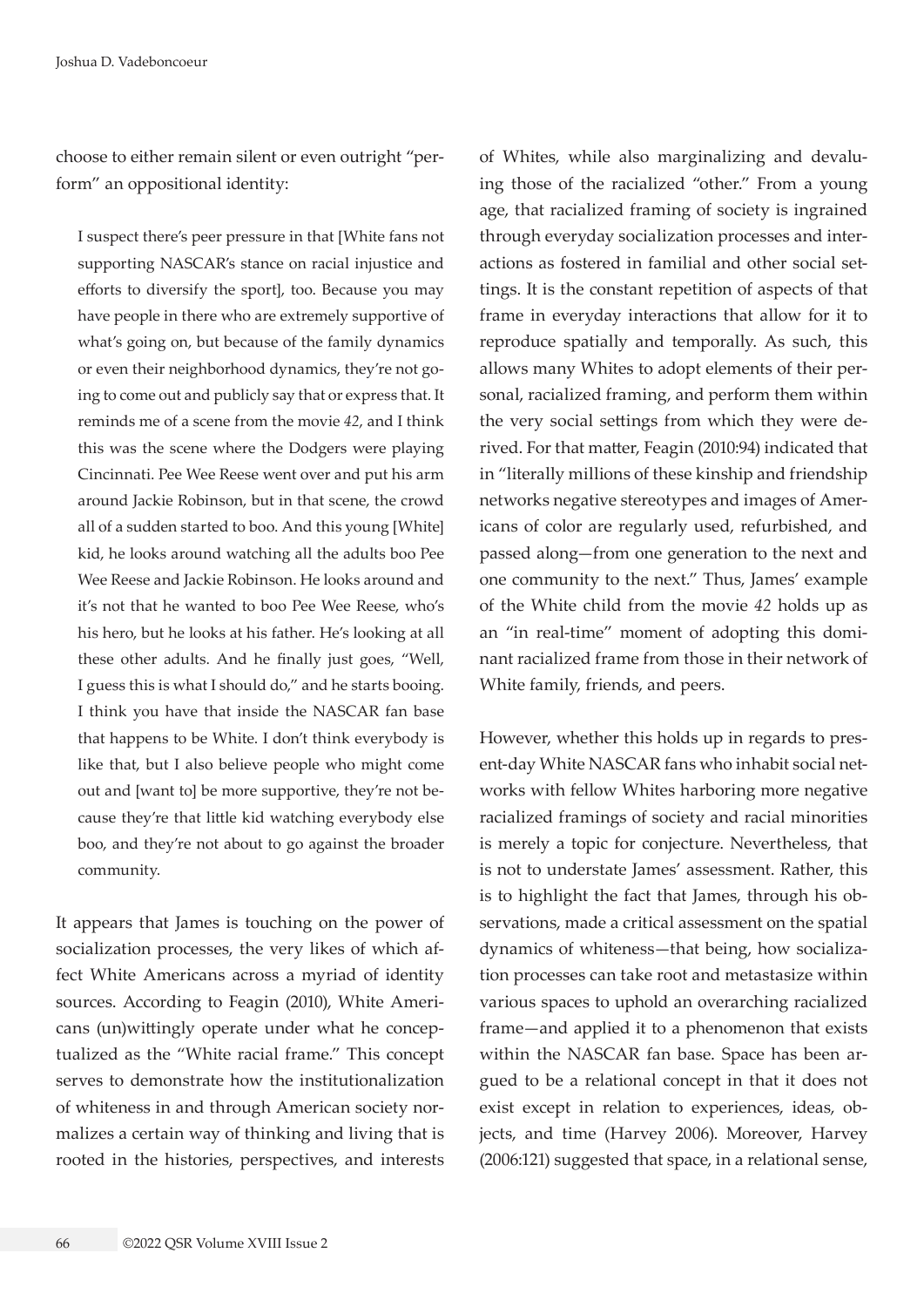choose to either remain silent or even outright "perform" an oppositional identity:

> I suspect there's peer pressure in that [White fans not supporting NASCAR's stance on racial injustice and efforts to diversify the sport], too. Because you may have people in there who are extremely supportive of what's going on, but because of the family dynamics or even their neighborhood dynamics, they're not going to come out and publicly say that or express that. It reminds me of a scene from the movie *42*, and I think this was the scene where the Dodgers were playing Cincinnati. Pee Wee Reese went over and put his arm around Jackie Robinson, but in that scene, the crowd all of a sudden started to boo. And this young [White] kid, he looks around watching all the adults boo Pee Wee Reese and Jackie Robinson. He looks around and it's not that he wanted to boo Pee Wee Reese, who's his hero, but he looks at his father. He's looking at all these other adults. And he finally just goes, "Well, I guess this is what I should do," and he starts booing. I think you have that inside the NASCAR fan base that happens to be White. I don't think everybody is like that, but I also believe people who might come out and [want to] be more supportive, they're not because they're that little kid watching everybody else boo, and they're not about to go against the broader community.

It appears that James is touching on the power of socialization processes, the very likes of which affect White Americans across a myriad of identity sources. According to Feagin (2010), White Americans (un)wittingly operate under what he conceptualized as the "White racial frame." This concept serves to demonstrate how the institutionalization of whiteness in and through American society normalizes a certain way of thinking and living that is rooted in the histories, perspectives, and interests of Whites, while also marginalizing and devaluing those of the racialized "other." From a young age, that racialized framing of society is ingrained through everyday socialization processes and interactions as fostered in familial and other social settings. It is the constant repetition of aspects of that frame in everyday interactions that allow for it to reproduce spatially and temporally. As such, this allows many Whites to adopt elements of their personal, racialized framing, and perform them within the very social settings from which they were derived. For that matter, Feagin (2010:94) indicated that in "literally millions of these kinship and friendship networks negative stereotypes and images of Americans of color are regularly used, refurbished, and passed along—from one generation to the next and one community to the next." Thus, James' example of the White child from the movie *42* holds up as an "in real-time" moment of adopting this dominant racialized frame from those in their network of White family, friends, and peers.

However, whether this holds up in regards to present-day White NASCAR fans who inhabit social networks with fellow Whites harboring more negative racialized framings of society and racial minorities is merely a topic for conjecture. Nevertheless, that is not to understate James' assessment. Rather, this is to highlight the fact that James, through his observations, made a critical assessment on the spatial dynamics of whiteness—that being, how socialization processes can take root and metastasize within various spaces to uphold an overarching racialized frame—and applied it to a phenomenon that exists within the NASCAR fan base. Space has been argued to be a relational concept in that it does not exist except in relation to experiences, ideas, objects, and time (Harvey 2006). Moreover, Harvey (2006:121) suggested that space, in a relational sense,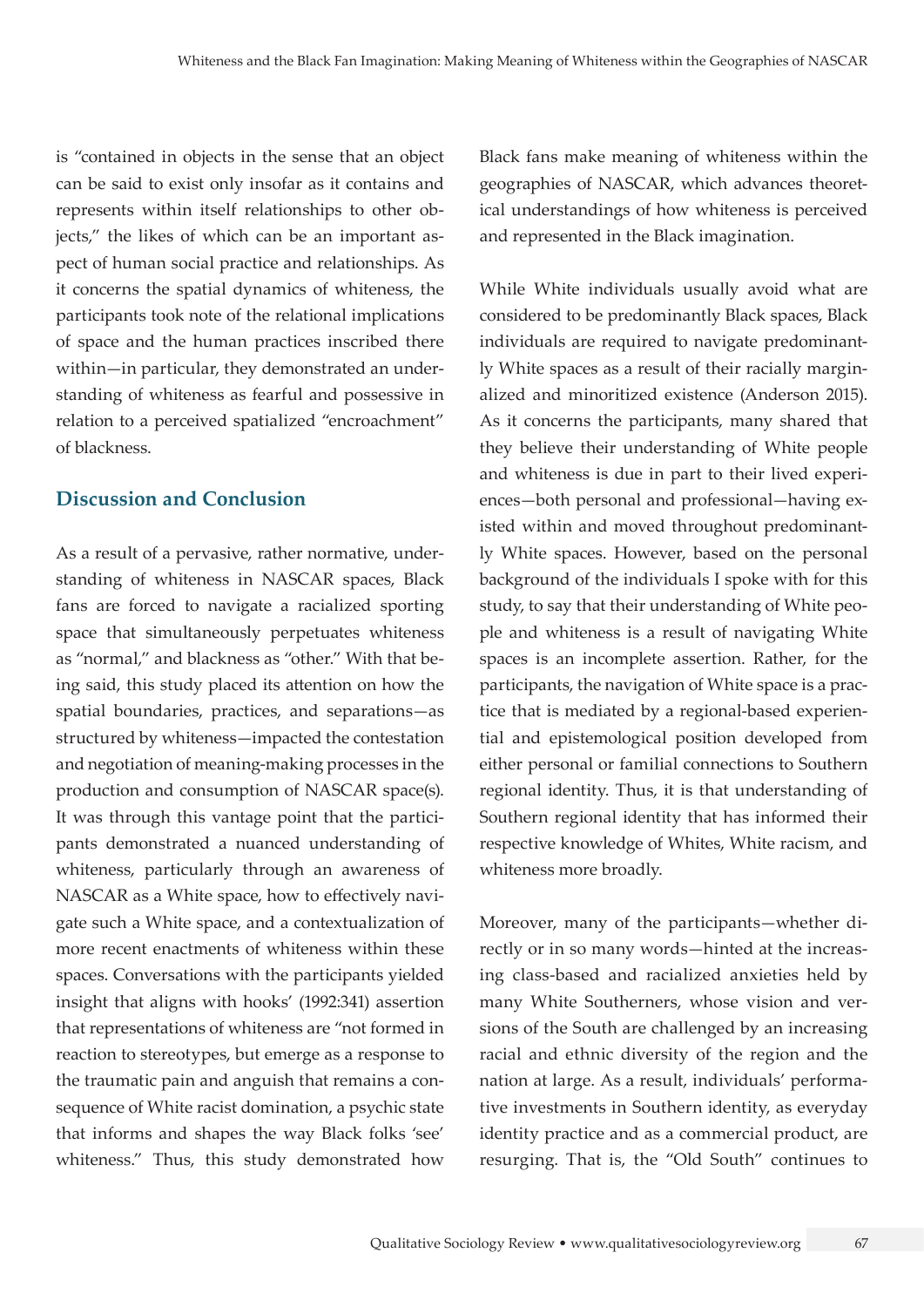is "contained in objects in the sense that an object can be said to exist only insofar as it contains and represents within itself relationships to other objects," the likes of which can be an important aspect of human social practice and relationships. As it concerns the spatial dynamics of whiteness, the participants took note of the relational implications of space and the human practices inscribed there within—in particular, they demonstrated an understanding of whiteness as fearful and possessive in relation to a perceived spatialized "encroachment" of blackness.

## Discussion and Conclusion

As a result of a pervasive, rather normative, understanding of whiteness in NASCAR spaces, Black fans are forced to navigate a racialized sporting space that simultaneously perpetuates whiteness as "normal," and blackness as "other." With that being said, this study placed its attention on how the spatial boundaries, practices, and separations—as structured by whiteness—impacted the contestation and negotiation of meaning-making processes in the production and consumption of NASCAR space(s). It was through this vantage point that the participants demonstrated a nuanced understanding of whiteness, particularly through an awareness of NASCAR as a White space, how to effectively navigate such a White space, and a contextualization of more recent enactments of whiteness within these spaces. Conversations with the participants yielded insight that aligns with hooks' (1992:341) assertion that representations of whiteness are "not formed in reaction to stereotypes, but emerge as a response to the traumatic pain and anguish that remains a consequence of White racist domination, a psychic state that informs and shapes the way Black folks 'see' whiteness." Thus, this study demonstrated how Black fans make meaning of whiteness within the geographies of NASCAR, which advances theoretical understandings of how whiteness is perceived and represented in the Black imagination.

While White individuals usually avoid what are considered to be predominantly Black spaces, Black individuals are required to navigate predominantly White spaces as a result of their racially marginalized and minoritized existence (Anderson 2015). As it concerns the participants, many shared that they believe their understanding of White people and whiteness is due in part to their lived experiences—both personal and professional—having existed within and moved throughout predominantly White spaces. However, based on the personal background of the individuals I spoke with for this study, to say that their understanding of White people and whiteness is a result of navigating White spaces is an incomplete assertion. Rather, for the participants, the navigation of White space is a practice that is mediated by a regional-based experiential and epistemological position developed from either personal or familial connections to Southern regional identity. Thus, it is that understanding of Southern regional identity that has informed their respective knowledge of Whites, White racism, and whiteness more broadly.

Moreover, many of the participants—whether directly or in so many words—hinted at the increasing class-based and racialized anxieties held by many White Southerners, whose vision and versions of the South are challenged by an increasing racial and ethnic diversity of the region and the nation at large. As a result, individuals' performative investments in Southern identity, as everyday identity practice and as a commercial product, are resurging. That is, the "Old South" continues to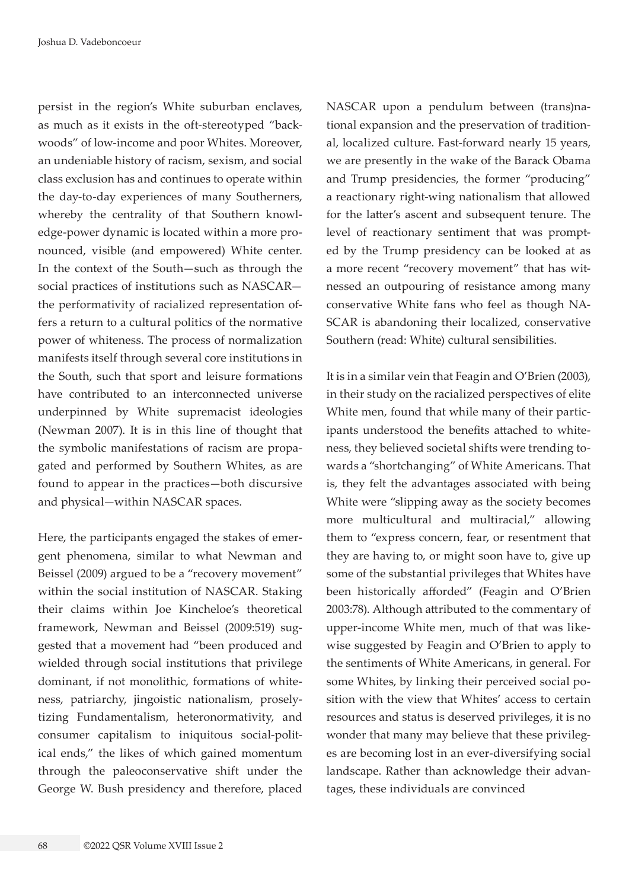persist in the region's White suburban enclaves, as much as it exists in the oft-stereotyped "backwoods" of low-income and poor Whites. Moreover, an undeniable history of racism, sexism, and social class exclusion has and continues to operate within the day-to-day experiences of many Southerners, whereby the centrality of that Southern knowledge-power dynamic is located within a more pronounced, visible (and empowered) White center. In the context of the South—such as through the social practices of institutions such as NASCAR—the performativity of racialized representation offers a return to a cultural politics of the normative power of whiteness. The process of normalization manifests itself through several core institutions in the South, such that sport and leisure formations have contributed to an interconnected universe underpinned by White supremacist ideologies (Newman 2007). It is in this line of thought that the symbolic manifestations of racism are propagated and performed by Southern Whites, as are found to appear in the practices—both discursive and physical—within NASCAR spaces.

Here, the participants engaged the stakes of emergent phenomena, similar to what Newman and Beissel (2009) argued to be a "recovery movement" within the social institution of NASCAR. Staking their claims within Joe Kincheloe's theoretical framework, Newman and Beissel (2009:519) suggested that a movement had "been produced and wielded through social institutions that privilege dominant, if not monolithic, formations of whiteness, patriarchy, jingoistic nationalism, proselytizing Fundamentalism, heteronormativity, and consumer capitalism to iniquitous social-political ends," the likes of which gained momentum through the paleoconservative shift under the George W. Bush presidency and therefore, placed NASCAR upon a pendulum between (trans)national expansion and the preservation of traditional, localized culture. Fast-forward nearly 15 years, we are presently in the wake of the Barack Obama and Trump presidencies, the former "producing" a reactionary right-wing nationalism that allowed for the latter's ascent and subsequent tenure. The level of reactionary sentiment that was prompted by the Trump presidency can be looked at as a more recent "recovery movement" that has witnessed an outpouring of resistance among many conservative White fans who feel as though NASCAR is abandoning their localized, conservative Southern (read: White) cultural sensibilities.

It is in a similar vein that Feagin and O'Brien (2003), in their study on the racialized perspectives of elite White men, found that while many of their participants understood the benefits attached to whiteness, they believed societal shifts were trending towards a "shortchanging" of White Americans. That is, they felt the advantages associated with being White were "slipping away as the society becomes more multicultural and multiracial," allowing them to "express concern, fear, or resentment that they are having to, or might soon have to, give up some of the substantial privileges that Whites have been historically afforded" (Feagin and O'Brien 2003:78). Although attributed to the commentary of upper-income White men, much of that was likewise suggested by Feagin and O'Brien to apply to the sentiments of White Americans, in general. For some Whites, by linking their perceived social position with the view that Whites' access to certain resources and status is deserved privileges, it is no wonder that many may believe that these privileges are becoming lost in an ever-diversifying social landscape. Rather than acknowledge their advantages, these individuals are convinced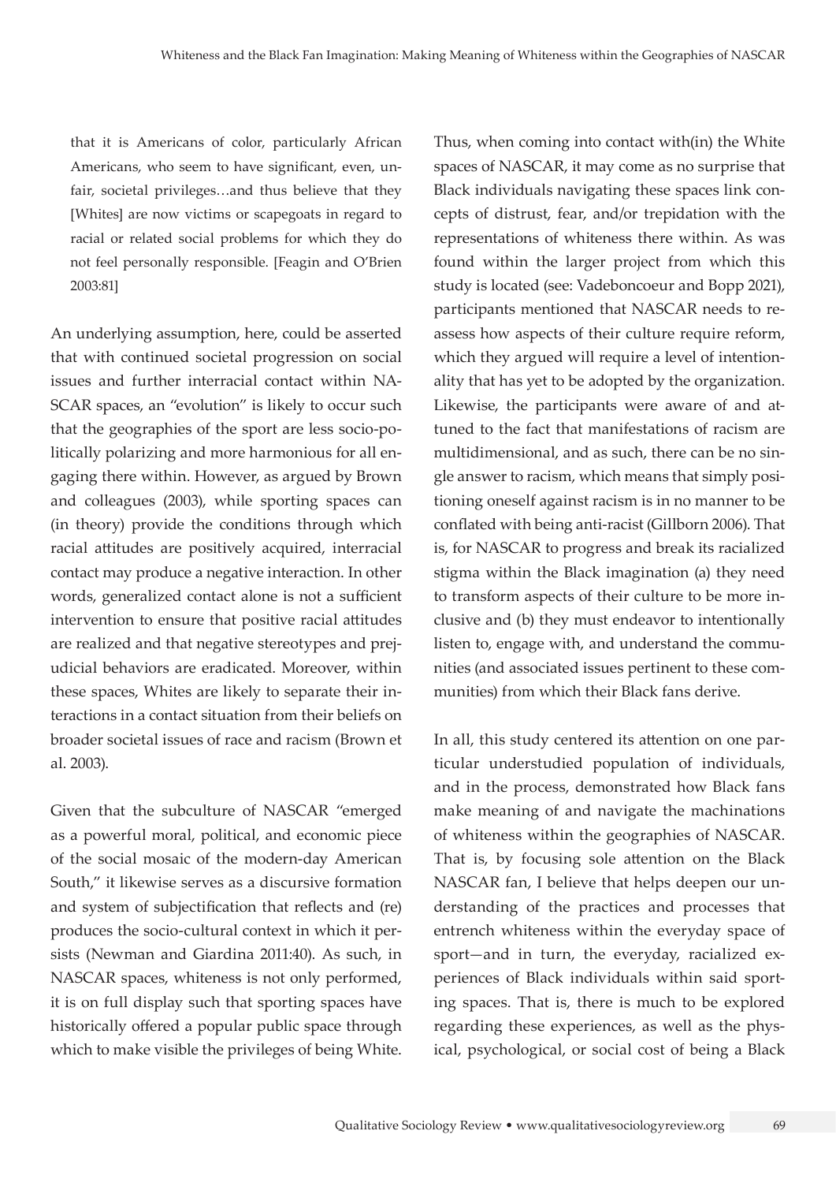> that it is Americans of color, particularly African Americans, who seem to have significant, even, unfair, societal privileges…and thus believe that they [Whites] are now victims or scapegoats in regard to racial or related social problems for which they do not feel personally responsible. [Feagin and O'Brien 2003:81]

An underlying assumption, here, could be asserted that with continued societal progression on social issues and further interracial contact within NASCAR spaces, an "evolution" is likely to occur such that the geographies of the sport are less socio-politically polarizing and more harmonious for all engaging there within. However, as argued by Brown and colleagues (2003), while sporting spaces can (in theory) provide the conditions through which racial attitudes are positively acquired, interracial contact may produce a negative interaction. In other words, generalized contact alone is not a sufficient intervention to ensure that positive racial attitudes are realized and that negative stereotypes and prejudicial behaviors are eradicated. Moreover, within these spaces, Whites are likely to separate their interactions in a contact situation from their beliefs on broader societal issues of race and racism (Brown et al. 2003).

Given that the subculture of NASCAR "emerged as a powerful moral, political, and economic piece of the social mosaic of the modern-day American South," it likewise serves as a discursive formation and system of subjectification that reflects and (re) produces the socio-cultural context in which it persists (Newman and Giardina 2011:40). As such, in NASCAR spaces, whiteness is not only performed, it is on full display such that sporting spaces have historically offered a popular public space through which to make visible the privileges of being White. Thus, when coming into contact with(in) the White spaces of NASCAR, it may come as no surprise that Black individuals navigating these spaces link concepts of distrust, fear, and/or trepidation with the representations of whiteness there within. As was found within the larger project from which this study is located (see: Vadeboncoeur and Bopp 2021), participants mentioned that NASCAR needs to reassess how aspects of their culture require reform, which they argued will require a level of intentionality that has yet to be adopted by the organization. Likewise, the participants were aware of and attuned to the fact that manifestations of racism are multidimensional, and as such, there can be no single answer to racism, which means that simply positioning oneself against racism is in no manner to be conflated with being anti-racist (Gillborn 2006). That is, for NASCAR to progress and break its racialized stigma within the Black imagination (a) they need to transform aspects of their culture to be more inclusive and (b) they must endeavor to intentionally listen to, engage with, and understand the communities (and associated issues pertinent to these communities) from which their Black fans derive.

In all, this study centered its attention on one particular understudied population of individuals, and in the process, demonstrated how Black fans make meaning of and navigate the machinations of whiteness within the geographies of NASCAR. That is, by focusing sole attention on the Black NASCAR fan, I believe that helps deepen our understanding of the practices and processes that entrench whiteness within the everyday space of sport—and in turn, the everyday, racialized experiences of Black individuals within said sporting spaces. That is, there is much to be explored regarding these experiences, as well as the physical, psychological, or social cost of being a Black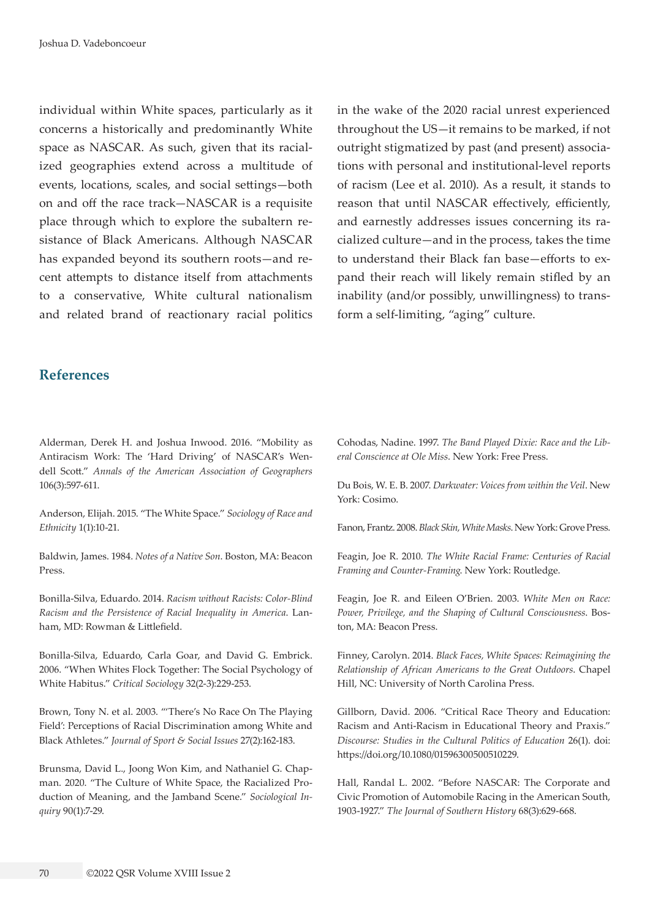individual within White spaces, particularly as it concerns a historically and predominantly White space as NASCAR. As such, given that its racialized geographies extend across a multitude of events, locations, scales, and social settings—both on and off the race track—NASCAR is a requisite place through which to explore the subaltern resistance of Black Americans. Although NASCAR has expanded beyond its southern roots—and recent attempts to distance itself from attachments to a conservative, White cultural nationalism and related brand of reactionary racial politics in the wake of the 2020 racial unrest experienced throughout the US—it remains to be marked, if not outright stigmatized by past (and present) associations with personal and institutional-level reports of racism (Lee et al. 2010). As a result, it stands to reason that until NASCAR effectively, efficiently, and earnestly addresses issues concerning its racialized culture—and in the process, takes the time to understand their Black fan base—efforts to expand their reach will likely remain stifled by an inability (and/or possibly, unwillingness) to transform a self-limiting, "aging" culture.

## References

Alderman, Derek H. and Joshua Inwood. 2016. "Mobility as Antiracism Work: The 'Hard Driving' of NASCAR's Wendell Scott." *Annals of the American Association of Geographers* 106(3):597-611.

Anderson, Elijah. 2015. "The White Space." *Sociology of Race and Ethnicity* 1(1):10-21.

Baldwin, James. 1984. *Notes of a Native Son*. Boston, MA: Beacon Press.

Bonilla-Silva, Eduardo. 2014. *Racism without Racists: Color-Blind Racism and the Persistence of Racial Inequality in America*. Lanham, MD: Rowman & Littlefield.

Bonilla-Silva, Eduardo, Carla Goar, and David G. Embrick. 2006. "When Whites Flock Together: The Social Psychology of White Habitus." *Critical Sociology* 32(2-3):229-253.

Brown, Tony N. et al. 2003. "'There's No Race On The Playing Field': Perceptions of Racial Discrimination among White and Black Athletes." *Journal of Sport & Social Issues* 27(2):162-183.

Brunsma, David L., Joong Won Kim, and Nathaniel G. Chapman. 2020. "The Culture of White Space, the Racialized Production of Meaning, and the Jamband Scene." *Sociological Inquiry* 90(1):7-29.

Cohodas, Nadine. 1997. *The Band Played Dixie: Race and the Liberal Conscience at Ole Miss*. New York: Free Press.

Du Bois, W. E. B. 2007. *Darkwater: Voices from within the Veil*. New York: Cosimo.

Fanon, Frantz. 2008. *Black Skin, White Masks*. New York: Grove Press.

Feagin, Joe R. 2010. *The White Racial Frame: Centuries of Racial Framing and Counter-Framing*. New York: Routledge.

Feagin, Joe R. and Eileen O'Brien. 2003. *White Men on Race: Power, Privilege, and the Shaping of Cultural Consciousness*. Boston, MA: Beacon Press.

Finney, Carolyn. 2014. *Black Faces, White Spaces: Reimagining the Relationship of African Americans to the Great Outdoors*. Chapel Hill, NC: University of North Carolina Press.

Gillborn, David. 2006. "Critical Race Theory and Education: Racism and Anti-Racism in Educational Theory and Praxis." *Discourse: Studies in the Cultural Politics of Education* 26(1). doi: https://doi.org/10.1080/01596300500510229.

Hall, Randal L. 2002. "Before NASCAR: The Corporate and Civic Promotion of Automobile Racing in the American South, 1903-1927." *The Journal of Southern History* 68(3):629-668.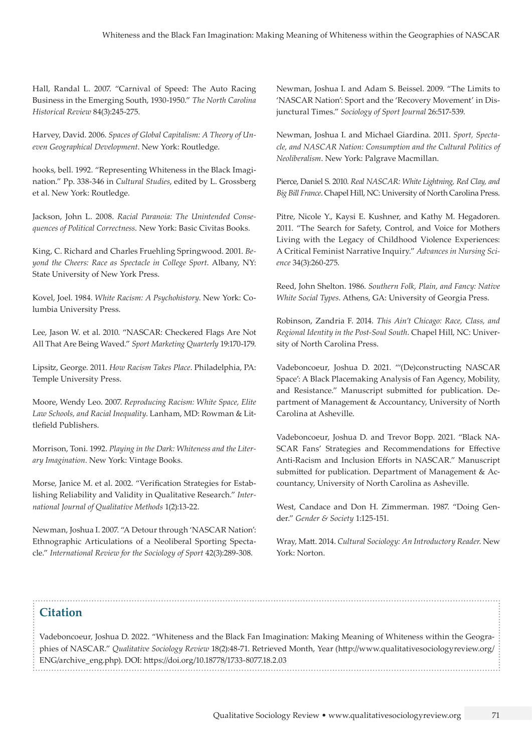Hall, Randal L. 2007. "Carnival of Speed: The Auto Racing Business in the Emerging South, 1930-1950." *The North Carolina Historical Review* 84(3):245-275.

Harvey, David. 2006. *Spaces of Global Capitalism: A Theory of Uneven Geographical Development*. New York: Routledge.

hooks, bell. 1992. "Representing Whiteness in the Black Imagination." Pp. 338-346 in *Cultural Studies*, edited by L. Grossberg et al. New York: Routledge.

Jackson, John L. 2008. *Racial Paranoia: The Unintended Consequences of Political Correctness*. New York: Basic Civitas Books.

King, C. Richard and Charles Fruehling Springwood. 2001. *Beyond the Cheers: Race as Spectacle in College Sport*. Albany, NY: State University of New York Press.

Kovel, Joel. 1984. *White Racism: A Psychohistory*. New York: Columbia University Press.

Lee, Jason W. et al. 2010. "NASCAR: Checkered Flags Are Not All That Are Being Waved." *Sport Marketing Quarterly* 19:170-179.

Lipsitz, George. 2011. *How Racism Takes Place*. Philadelphia, PA: Temple University Press.

Moore, Wendy Leo. 2007. *Reproducing Racism: White Space, Elite Law Schools, and Racial Inequality*. Lanham, MD: Rowman & Littlefield Publishers.

Morrison, Toni. 1992. *Playing in the Dark: Whiteness and the Literary Imagination*. New York: Vintage Books.

Morse, Janice M. et al. 2002. "Verification Strategies for Establishing Reliability and Validity in Qualitative Research." *International Journal of Qualitative Methods* 1(2):13-22.

Newman, Joshua I. 2007. "A Detour through 'NASCAR Nation': Ethnographic Articulations of a Neoliberal Sporting Spectacle." *International Review for the Sociology of Sport* 42(3):289-308.

Newman, Joshua I. and Adam S. Beissel. 2009. "The Limits to 'NASCAR Nation': Sport and the 'Recovery Movement' in Disjunctural Times." *Sociology of Sport Journal* 26:517-539.

Newman, Joshua I. and Michael Giardina. 2011. *Sport, Spectacle, and NASCAR Nation: Consumption and the Cultural Politics of Neoliberalism*. New York: Palgrave Macmillan.

Pierce, Daniel S. 2010. *Real NASCAR: White Lightning, Red Clay, and Big Bill France*. Chapel Hill, NC: University of North Carolina Press.

Pitre, Nicole Y., Kaysi E. Kushner, and Kathy M. Hegadoren. 2011. "The Search for Safety, Control, and Voice for Mothers Living with the Legacy of Childhood Violence Experiences: A Critical Feminist Narrative Inquiry." *Advances in Nursing Science* 34(3):260-275.

Reed, John Shelton. 1986. *Southern Folk, Plain, and Fancy: Native White Social Types*. Athens, GA: University of Georgia Press.

Robinson, Zandria F. 2014. *This Ain't Chicago: Race, Class, and Regional Identity in the Post-Soul South*. Chapel Hill, NC: University of North Carolina Press.

Vadeboncoeur, Joshua D. 2021. "'(De)constructing NASCAR Space': A Black Placemaking Analysis of Fan Agency, Mobility, and Resistance." Manuscript submitted for publication. Department of Management & Accountancy, University of North Carolina at Asheville.

Vadeboncoeur, Joshua D. and Trevor Bopp. 2021. "Black NASCAR Fans' Strategies and Recommendations for Effective Anti-Racism and Inclusion Efforts in NASCAR." Manuscript submitted for publication. Department of Management & Accountancy, University of North Carolina as Asheville.

West, Candace and Don H. Zimmerman. 1987. "Doing Gender." *Gender & Society* 1:125-151.

Wray, Matt. 2014. *Cultural Sociology: An Introductory Reader*. New York: Norton.

## Citation

Vadeboncoeur, Joshua D. 2022. "Whiteness and the Black Fan Imagination: Making Meaning of Whiteness within the Geographies of NASCAR." *Qualitative Sociology Review* 18(2):48-71. Retrieved Month, Year (http://www.qualitativesociologyreview.org/ENG/archive_eng.php). DOI: https://doi.org/10.18778/1733-8077.18.2.03